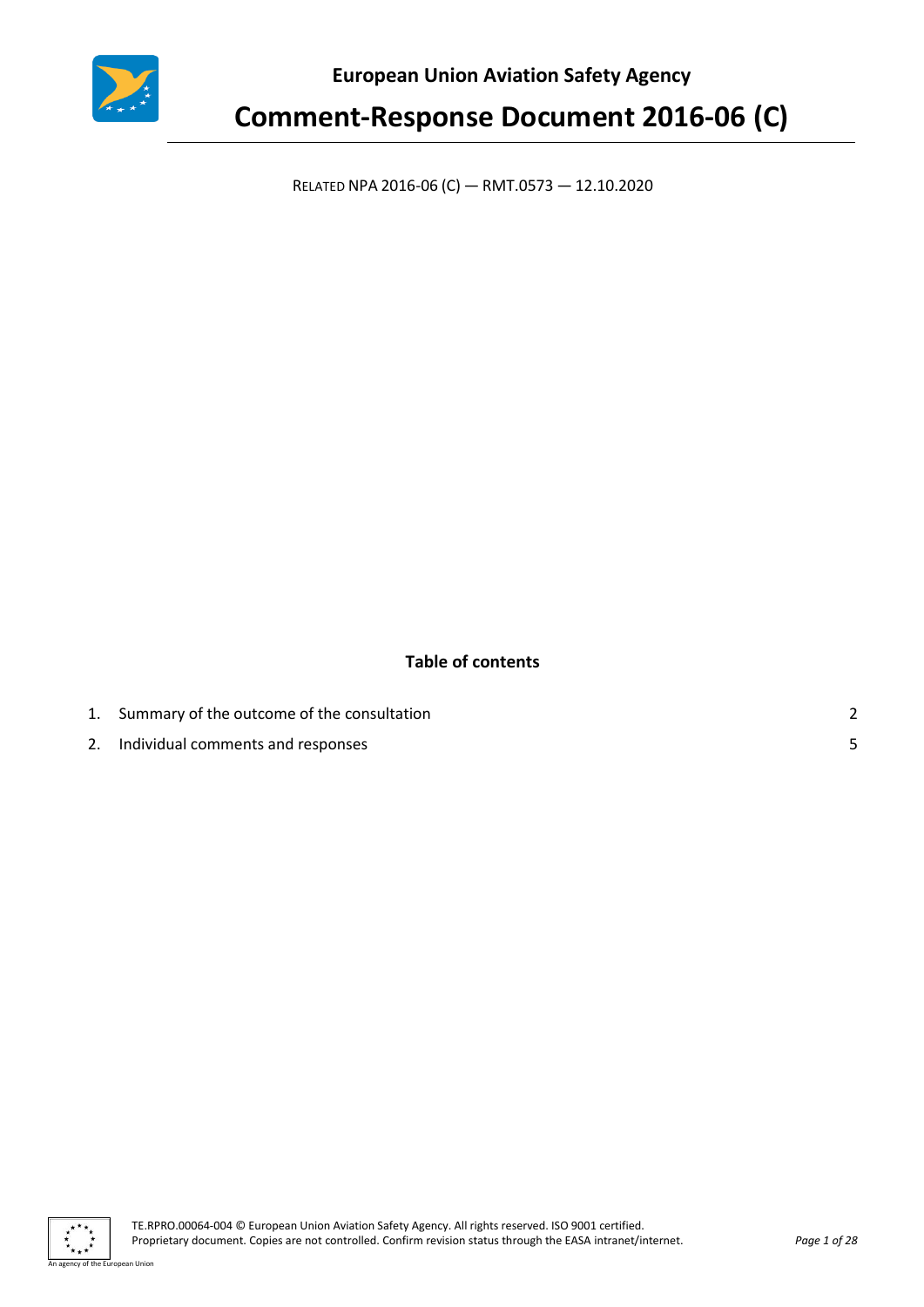European Union Aviation Safety Agency

# Comment-Response Document 2016-06 (C)

RELATED NPA 2016-06 (C) — RMT.0573 — 12.10.2020

## Table of contents

1. Summary of the outcome of the consultation 2
2. Individual comments and responses 5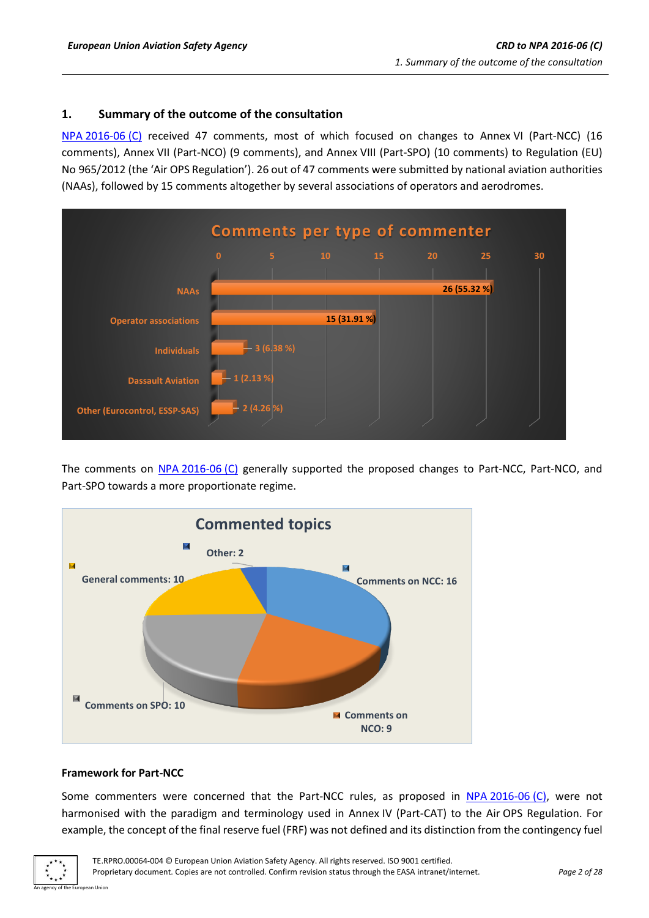## 1. Summary of the outcome of the consultation

NPA 2016-06 (C) received 47 comments, most of which focused on changes to Annex VI (Part-NCC) (16 comments), Annex VII (Part-NCO) (9 comments), and Annex VIII (Part-SPO) (10 comments) to Regulation (EU) No 965/2012 (the 'Air OPS Regulation'). 26 out of 47 comments were submitted by national aviation authorities (NAAs), followed by 15 comments altogether by several associations of operators and aerodromes.

**Comments per type of commenter**

| Type of commenter | Comments |
|---|---|
| NAAs | 26 (55.32 %) |
| Operator associations | 15 (31.91 %) |
| Individuals | 3 (6.38 %) |
| Dassault Aviation | 1 (2.13 %) |
| Other (Eurocontrol, ESSP-SAS) | 2 (4.26 %) |

The comments on NPA 2016-06 (C) generally supported the proposed changes to Part-NCC, Part-NCO, and Part-SPO towards a more proportionate regime.

**Commented topics**

| Topic | Comments |
|---|---|
| Comments on NCC | 16 |
| Comments on NCO | 9 |
| Comments on SPO | 10 |
| General comments | 10 |
| Other | 2 |

**Framework for Part-NCC**

Some commenters were concerned that the Part-NCC rules, as proposed in NPA 2016-06 (C), were not harmonised with the paradigm and terminology used in Annex IV (Part-CAT) to the Air OPS Regulation. For example, the concept of the final reserve fuel (FRF) was not defined and its distinction from the contingency fuel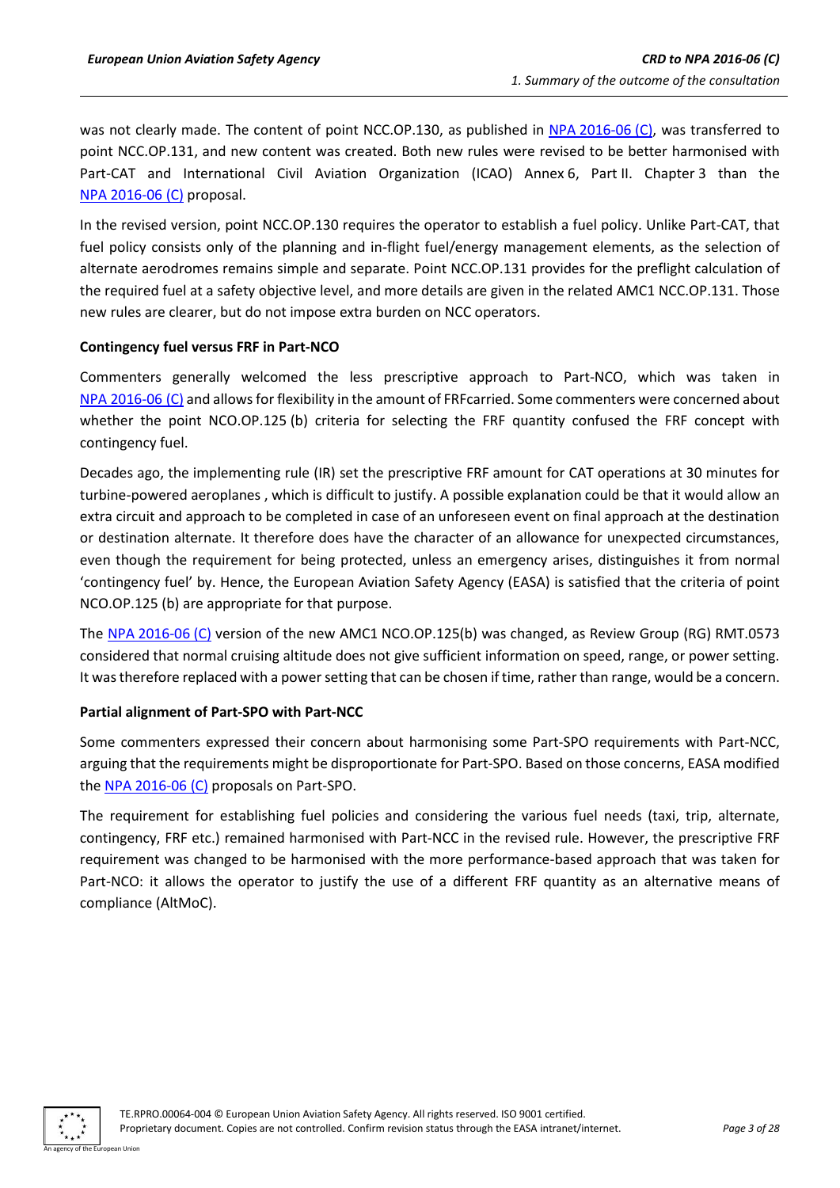was not clearly made. The content of point NCC.OP.130, as published in NPA 2016-06 (C), was transferred to point NCC.OP.131, and new content was created. Both new rules were revised to be better harmonised with Part-CAT and International Civil Aviation Organization (ICAO) Annex 6, Part II. Chapter 3 than the NPA 2016-06 (C) proposal.

In the revised version, point NCC.OP.130 requires the operator to establish a fuel policy. Unlike Part-CAT, that fuel policy consists only of the planning and in-flight fuel/energy management elements, as the selection of alternate aerodromes remains simple and separate. Point NCC.OP.131 provides for the preflight calculation of the required fuel at a safety objective level, and more details are given in the related AMC1 NCC.OP.131. Those new rules are clearer, but do not impose extra burden on NCC operators.

**Contingency fuel versus FRF in Part-NCO**

Commenters generally welcomed the less prescriptive approach to Part-NCO, which was taken in NPA 2016-06 (C) and allows for flexibility in the amount of FRFcarried. Some commenters were concerned about whether the point NCO.OP.125 (b) criteria for selecting the FRF quantity confused the FRF concept with contingency fuel.

Decades ago, the implementing rule (IR) set the prescriptive FRF amount for CAT operations at 30 minutes for turbine-powered aeroplanes , which is difficult to justify. A possible explanation could be that it would allow an extra circuit and approach to be completed in case of an unforeseen event on final approach at the destination or destination alternate. It therefore does have the character of an allowance for unexpected circumstances, even though the requirement for being protected, unless an emergency arises, distinguishes it from normal 'contingency fuel' by. Hence, the European Aviation Safety Agency (EASA) is satisfied that the criteria of point NCO.OP.125 (b) are appropriate for that purpose.

The NPA 2016-06 (C) version of the new AMC1 NCO.OP.125(b) was changed, as Review Group (RG) RMT.0573 considered that normal cruising altitude does not give sufficient information on speed, range, or power setting. It was therefore replaced with a power setting that can be chosen if time, rather than range, would be a concern.

**Partial alignment of Part-SPO with Part-NCC**

Some commenters expressed their concern about harmonising some Part-SPO requirements with Part-NCC, arguing that the requirements might be disproportionate for Part-SPO. Based on those concerns, EASA modified the NPA 2016-06 (C) proposals on Part-SPO.

The requirement for establishing fuel policies and considering the various fuel needs (taxi, trip, alternate, contingency, FRF etc.) remained harmonised with Part-NCC in the revised rule. However, the prescriptive FRF requirement was changed to be harmonised with the more performance-based approach that was taken for Part-NCO: it allows the operator to justify the use of a different FRF quantity as an alternative means of compliance (AltMoC).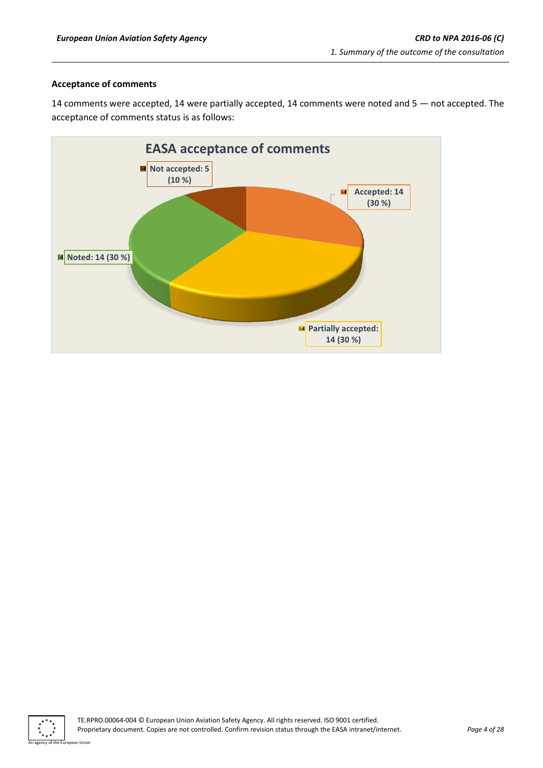### Acceptance of comments

14 comments were accepted, 14 were partially accepted, 14 comments were noted and 5 — not accepted. The acceptance of comments status is as follows:

**EASA acceptance of comments**

- Not accepted: 5 (10 %)
- Accepted: 14 (30 %)
- Noted: 14 (30 %)
- Partially accepted: 14 (30 %)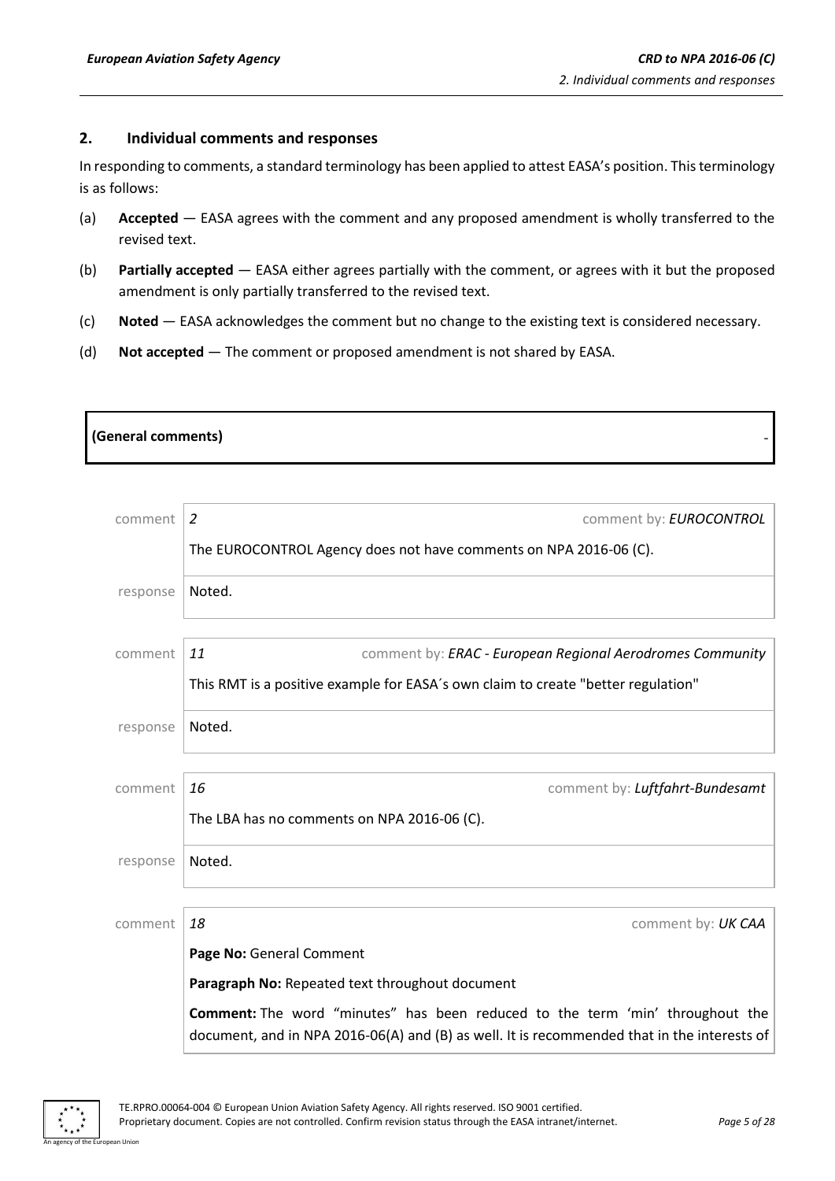## 2. Individual comments and responses

In responding to comments, a standard terminology has been applied to attest EASA's position. This terminology is as follows:

(a) **Accepted** — EASA agrees with the comment and any proposed amendment is wholly transferred to the revised text.

(b) **Partially accepted** — EASA either agrees partially with the comment, or agrees with it but the proposed amendment is only partially transferred to the revised text.

(c) **Noted** — EASA acknowledges the comment but no change to the existing text is considered necessary.

(d) **Not accepted** — The comment or proposed amendment is not shared by EASA.

**(General comments)** -

comment *2* — comment by: ***EUROCONTROL***

The EUROCONTROL Agency does not have comments on NPA 2016-06 (C).

response: Noted.

comment *11* — comment by: ***ERAC - European Regional Aerodromes Community***

This RMT is a positive example for EASA´s own claim to create "better regulation"

response: Noted.

comment *16* — comment by: ***Luftfahrt-Bundesamt***

The LBA has no comments on NPA 2016-06 (C).

response: Noted.

comment *18* — comment by: ***UK CAA***

**Page No:** General Comment

**Paragraph No:** Repeated text throughout document

**Comment:** The word "minutes" has been reduced to the term 'min' throughout the document, and in NPA 2016-06(A) and (B) as well. It is recommended that in the interests of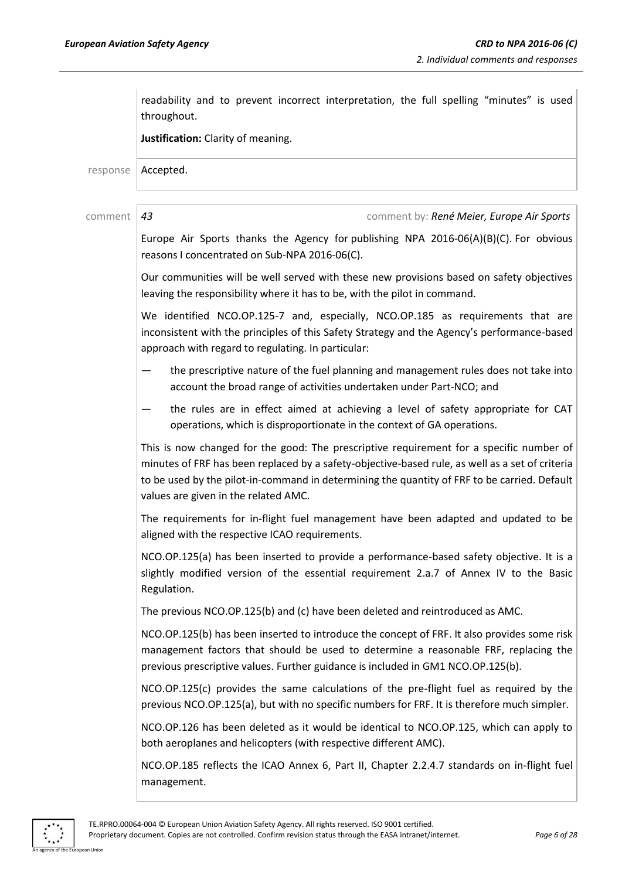readability and to prevent incorrect interpretation, the full spelling "minutes" is used throughout.

**Justification:** Clarity of meaning.

response | Accepted.

comment | *43* | comment by: *René Meier, Europe Air Sports*

Europe Air Sports thanks the Agency for publishing NPA 2016-06(A)(B)(C). For obvious reasons I concentrated on Sub-NPA 2016-06(C).

Our communities will be well served with these new provisions based on safety objectives leaving the responsibility where it has to be, with the pilot in command.

We identified NCO.OP.125-7 and, especially, NCO.OP.185 as requirements that are inconsistent with the principles of this Safety Strategy and the Agency's performance-based approach with regard to regulating. In particular:

— the prescriptive nature of the fuel planning and management rules does not take into account the broad range of activities undertaken under Part-NCO; and

— the rules are in effect aimed at achieving a level of safety appropriate for CAT operations, which is disproportionate in the context of GA operations.

This is now changed for the good: The prescriptive requirement for a specific number of minutes of FRF has been replaced by a safety-objective-based rule, as well as a set of criteria to be used by the pilot-in-command in determining the quantity of FRF to be carried. Default values are given in the related AMC.

The requirements for in-flight fuel management have been adapted and updated to be aligned with the respective ICAO requirements.

NCO.OP.125(a) has been inserted to provide a performance-based safety objective. It is a slightly modified version of the essential requirement 2.a.7 of Annex IV to the Basic Regulation.

The previous NCO.OP.125(b) and (c) have been deleted and reintroduced as AMC.

NCO.OP.125(b) has been inserted to introduce the concept of FRF. It also provides some risk management factors that should be used to determine a reasonable FRF, replacing the previous prescriptive values. Further guidance is included in GM1 NCO.OP.125(b).

NCO.OP.125(c) provides the same calculations of the pre-flight fuel as required by the previous NCO.OP.125(a), but with no specific numbers for FRF. It is therefore much simpler.

NCO.OP.126 has been deleted as it would be identical to NCO.OP.125, which can apply to both aeroplanes and helicopters (with respective different AMC).

NCO.OP.185 reflects the ICAO Annex 6, Part II, Chapter 2.2.4.7 standards on in-flight fuel management.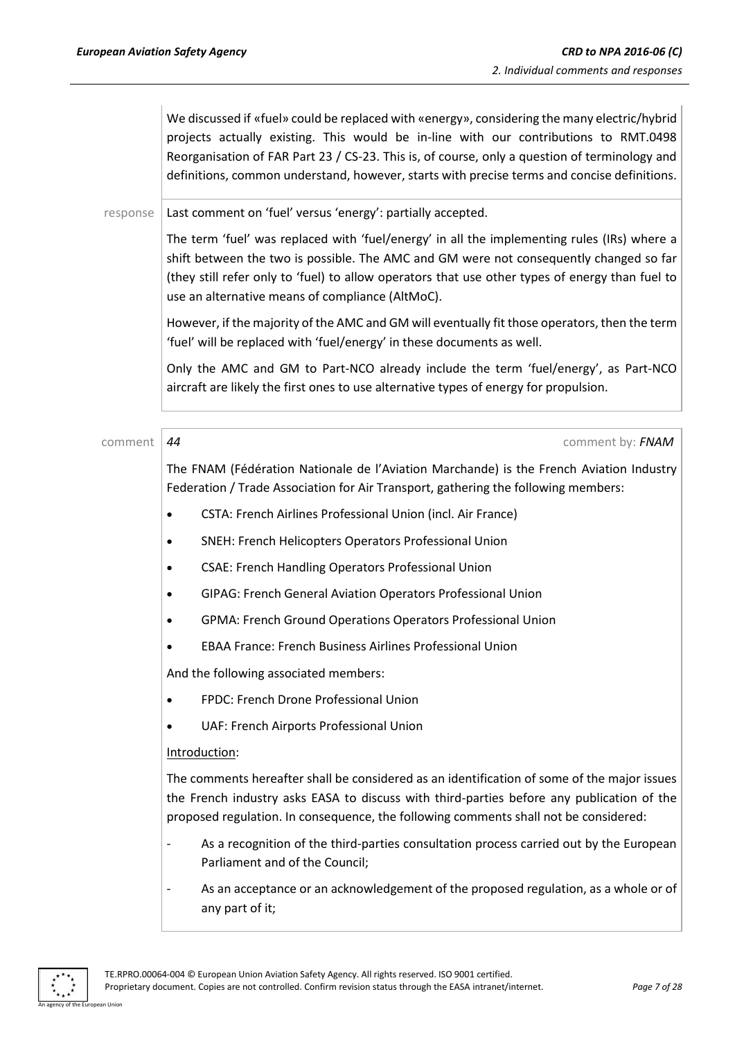We discussed if «fuel» could be replaced with «energy», considering the many electric/hybrid projects actually existing. This would be in-line with our contributions to RMT.0498 Reorganisation of FAR Part 23 / CS-23. This is, of course, only a question of terminology and definitions, common understand, however, starts with precise terms and concise definitions.

response

Last comment on 'fuel' versus 'energy': partially accepted.

The term 'fuel' was replaced with 'fuel/energy' in all the implementing rules (IRs) where a shift between the two is possible. The AMC and GM were not consequently changed so far (they still refer only to 'fuel) to allow operators that use other types of energy than fuel to use an alternative means of compliance (AltMoC).

However, if the majority of the AMC and GM will eventually fit those operators, then the term 'fuel' will be replaced with 'fuel/energy' in these documents as well.

Only the AMC and GM to Part-NCO already include the term 'fuel/energy', as Part-NCO aircraft are likely the first ones to use alternative types of energy for propulsion.

comment *44* comment by: *FNAM*

The FNAM (Fédération Nationale de l'Aviation Marchande) is the French Aviation Industry Federation / Trade Association for Air Transport, gathering the following members:

- CSTA: French Airlines Professional Union (incl. Air France)
- SNEH: French Helicopters Operators Professional Union
- CSAE: French Handling Operators Professional Union
- GIPAG: French General Aviation Operators Professional Union
- GPMA: French Ground Operations Operators Professional Union
- EBAA France: French Business Airlines Professional Union

And the following associated members:

- FPDC: French Drone Professional Union
- UAF: French Airports Professional Union

<u>Introduction</u>:

The comments hereafter shall be considered as an identification of some of the major issues the French industry asks EASA to discuss with third-parties before any publication of the proposed regulation. In consequence, the following comments shall not be considered:

- As a recognition of the third-parties consultation process carried out by the European Parliament and of the Council;
- As an acceptance or an acknowledgement of the proposed regulation, as a whole or of any part of it;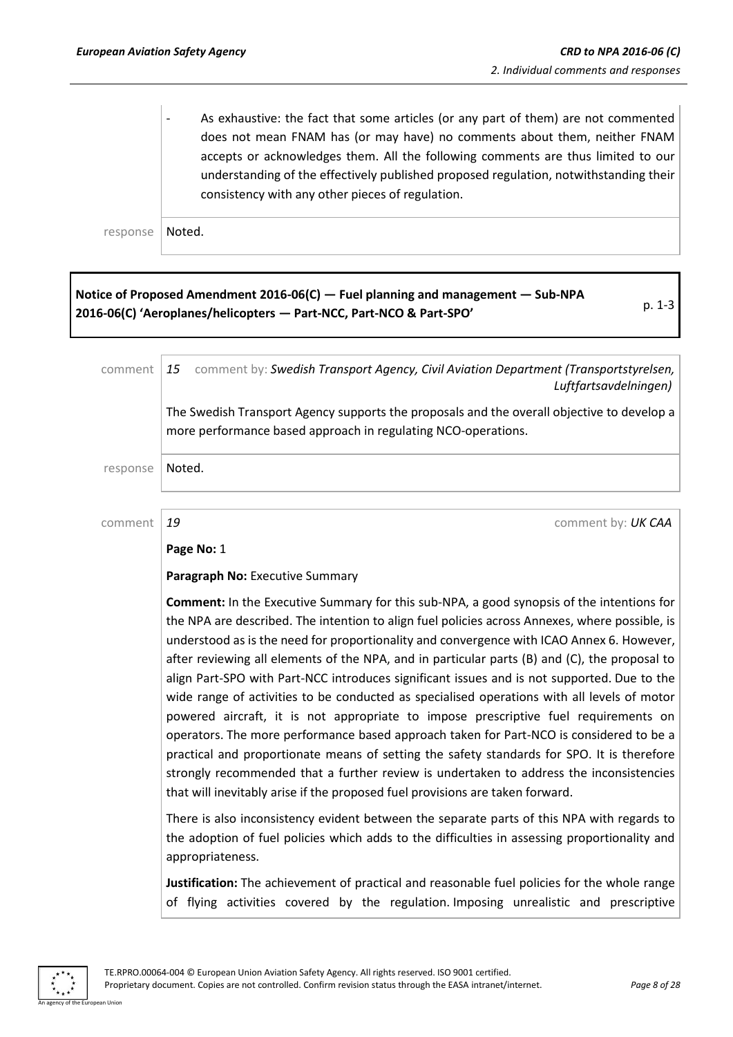- As exhaustive: the fact that some articles (or any part of them) are not commented does not mean FNAM has (or may have) no comments about them, neither FNAM accepts or acknowledges them. All the following comments are thus limited to our understanding of the effectively published proposed regulation, notwithstanding their consistency with any other pieces of regulation.

response Noted.

**Notice of Proposed Amendment 2016-06(C) — Fuel planning and management — Sub-NPA 2016-06(C) 'Aeroplanes/helicopters — Part-NCC, Part-NCO & Part-SPO'** p. 1-3

comment *15* comment by: *Swedish Transport Agency, Civil Aviation Department (Transportstyrelsen, Luftfartsavdelningen)*

The Swedish Transport Agency supports the proposals and the overall objective to develop a more performance based approach in regulating NCO-operations.

response Noted.

comment *19* comment by: *UK CAA*

**Page No:** 1

**Paragraph No:** Executive Summary

**Comment:** In the Executive Summary for this sub-NPA, a good synopsis of the intentions for the NPA are described. The intention to align fuel policies across Annexes, where possible, is understood as is the need for proportionality and convergence with ICAO Annex 6. However, after reviewing all elements of the NPA, and in particular parts (B) and (C), the proposal to align Part-SPO with Part-NCC introduces significant issues and is not supported. Due to the wide range of activities to be conducted as specialised operations with all levels of motor powered aircraft, it is not appropriate to impose prescriptive fuel requirements on operators. The more performance based approach taken for Part-NCO is considered to be a practical and proportionate means of setting the safety standards for SPO. It is therefore strongly recommended that a further review is undertaken to address the inconsistencies that will inevitably arise if the proposed fuel provisions are taken forward.

There is also inconsistency evident between the separate parts of this NPA with regards to the adoption of fuel policies which adds to the difficulties in assessing proportionality and appropriateness.

**Justification:** The achievement of practical and reasonable fuel policies for the whole range of flying activities covered by the regulation. Imposing unrealistic and prescriptive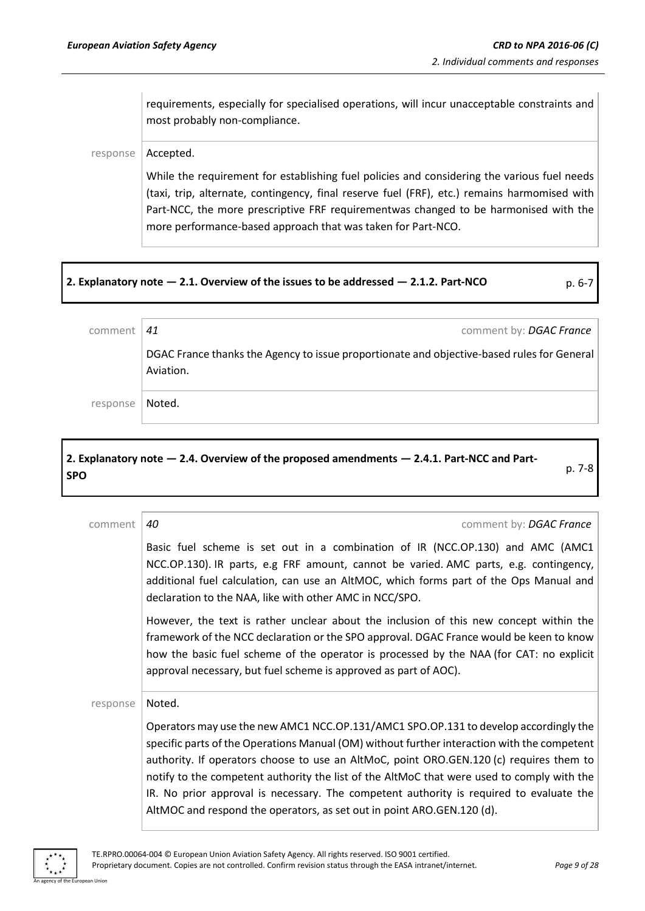requirements, especially for specialised operations, will incur unacceptable constraints and most probably non-compliance.

response Accepted.

While the requirement for establishing fuel policies and considering the various fuel needs (taxi, trip, alternate, contingency, final reserve fuel (FRF), etc.) remains harmonised with Part-NCC, the more prescriptive FRF requirementwas changed to be harmonised with the more performance-based approach that was taken for Part-NCO.

**2. Explanatory note — 2.1. Overview of the issues to be addressed — 2.1.2. Part-NCO** p. 6-7

comment *41* comment by: *DGAC France*

DGAC France thanks the Agency to issue proportionate and objective-based rules for General Aviation.

response Noted.

**2. Explanatory note — 2.4. Overview of the proposed amendments — 2.4.1. Part-NCC and Part-SPO** p. 7-8

comment *40* comment by: *DGAC France*

Basic fuel scheme is set out in a combination of IR (NCC.OP.130) and AMC (AMC1 NCC.OP.130). IR parts, e.g FRF amount, cannot be varied. AMC parts, e.g. contingency, additional fuel calculation, can use an AltMOC, which forms part of the Ops Manual and declaration to the NAA, like with other AMC in NCC/SPO.

However, the text is rather unclear about the inclusion of this new concept within the framework of the NCC declaration or the SPO approval. DGAC France would be keen to know how the basic fuel scheme of the operator is processed by the NAA (for CAT: no explicit approval necessary, but fuel scheme is approved as part of AOC).

response Noted.

Operators may use the new AMC1 NCC.OP.131/AMC1 SPO.OP.131 to develop accordingly the specific parts of the Operations Manual (OM) without further interaction with the competent authority. If operators choose to use an AltMoC, point ORO.GEN.120 (c) requires them to notify to the competent authority the list of the AltMoC that were used to comply with the IR. No prior approval is necessary. The competent authority is required to evaluate the AltMOC and respond the operators, as set out in point ARO.GEN.120 (d).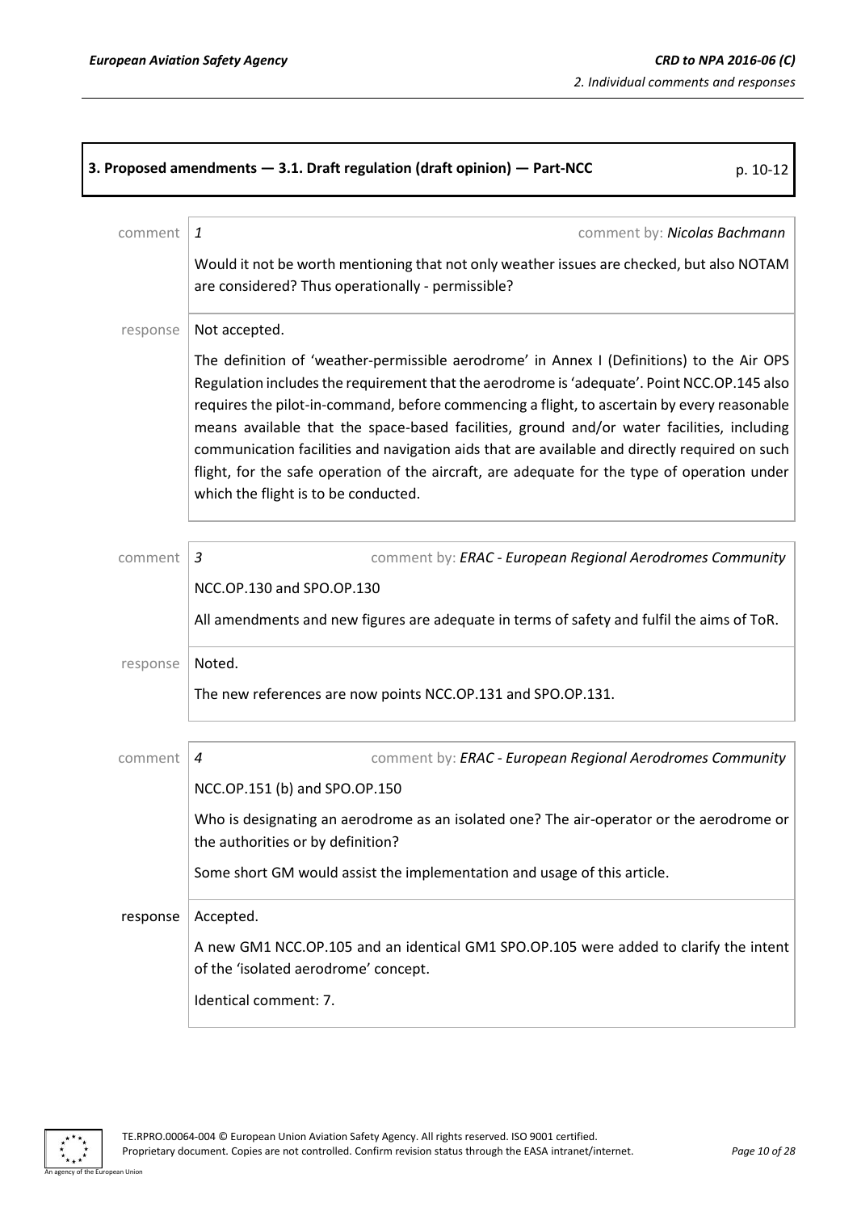**3. Proposed amendments — 3.1. Draft regulation (draft opinion) — Part-NCC** p. 10-12

comment *1* comment by: ***Nicolas Bachmann***

Would it not be worth mentioning that not only weather issues are checked, but also NOTAM are considered? Thus operationally - permissible?

response Not accepted.

The definition of 'weather-permissible aerodrome' in Annex I (Definitions) to the Air OPS Regulation includes the requirement that the aerodrome is 'adequate'. Point NCC.OP.145 also requires the pilot-in-command, before commencing a flight, to ascertain by every reasonable means available that the space-based facilities, ground and/or water facilities, including communication facilities and navigation aids that are available and directly required on such flight, for the safe operation of the aircraft, are adequate for the type of operation under which the flight is to be conducted.

comment *3* comment by: ***ERAC - European Regional Aerodromes Community***

NCC.OP.130 and SPO.OP.130

All amendments and new figures are adequate in terms of safety and fulfil the aims of ToR.

response Noted.

The new references are now points NCC.OP.131 and SPO.OP.131.

comment *4* comment by: ***ERAC - European Regional Aerodromes Community***

NCC.OP.151 (b) and SPO.OP.150

Who is designating an aerodrome as an isolated one? The air-operator or the aerodrome or the authorities or by definition?

Some short GM would assist the implementation and usage of this article.

response Accepted.

A new GM1 NCC.OP.105 and an identical GM1 SPO.OP.105 were added to clarify the intent of the 'isolated aerodrome' concept.

Identical comment: 7.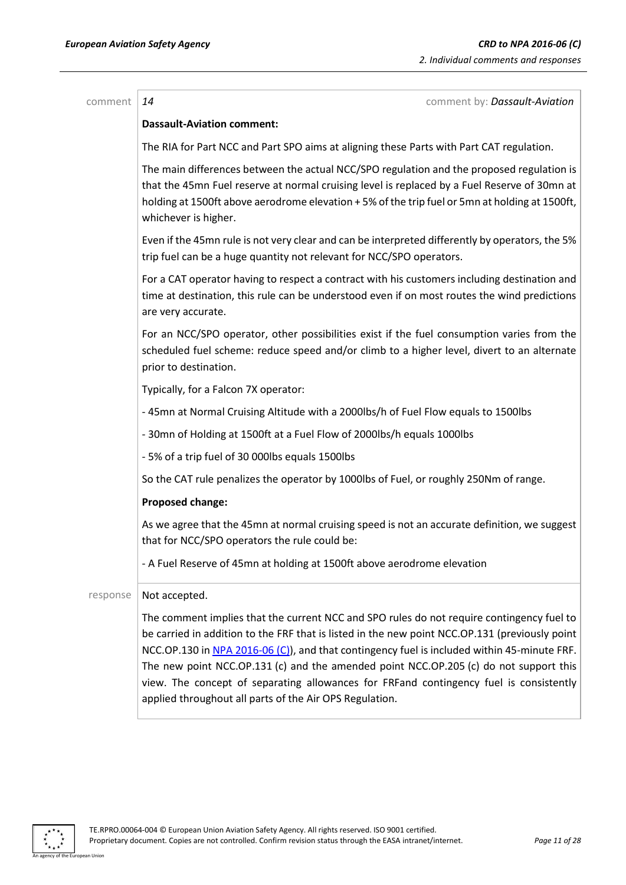comment | *14* | comment by: *Dassault-Aviation*

**Dassault-Aviation comment:**

The RIA for Part NCC and Part SPO aims at aligning these Parts with Part CAT regulation.

The main differences between the actual NCC/SPO regulation and the proposed regulation is that the 45mn Fuel reserve at normal cruising level is replaced by a Fuel Reserve of 30mn at holding at 1500ft above aerodrome elevation + 5% of the trip fuel or 5mn at holding at 1500ft, whichever is higher.

Even if the 45mn rule is not very clear and can be interpreted differently by operators, the 5% trip fuel can be a huge quantity not relevant for NCC/SPO operators.

For a CAT operator having to respect a contract with his customers including destination and time at destination, this rule can be understood even if on most routes the wind predictions are very accurate.

For an NCC/SPO operator, other possibilities exist if the fuel consumption varies from the scheduled fuel scheme: reduce speed and/or climb to a higher level, divert to an alternate prior to destination.

Typically, for a Falcon 7X operator:

- 45mn at Normal Cruising Altitude with a 2000lbs/h of Fuel Flow equals to 1500lbs
- 30mn of Holding at 1500ft at a Fuel Flow of 2000lbs/h equals 1000lbs
- 5% of a trip fuel of 30 000lbs equals 1500lbs

So the CAT rule penalizes the operator by 1000lbs of Fuel, or roughly 250Nm of range.

**Proposed change:**

As we agree that the 45mn at normal cruising speed is not an accurate definition, we suggest that for NCC/SPO operators the rule could be:

- A Fuel Reserve of 45mn at holding at 1500ft above aerodrome elevation

response | Not accepted.

The comment implies that the current NCC and SPO rules do not require contingency fuel to be carried in addition to the FRF that is listed in the new point NCC.OP.131 (previously point NCC.OP.130 in NPA 2016-06 (C)), and that contingency fuel is included within 45-minute FRF. The new point NCC.OP.131 (c) and the amended point NCC.OP.205 (c) do not support this view. The concept of separating allowances for FRFand contingency fuel is consistently applied throughout all parts of the Air OPS Regulation.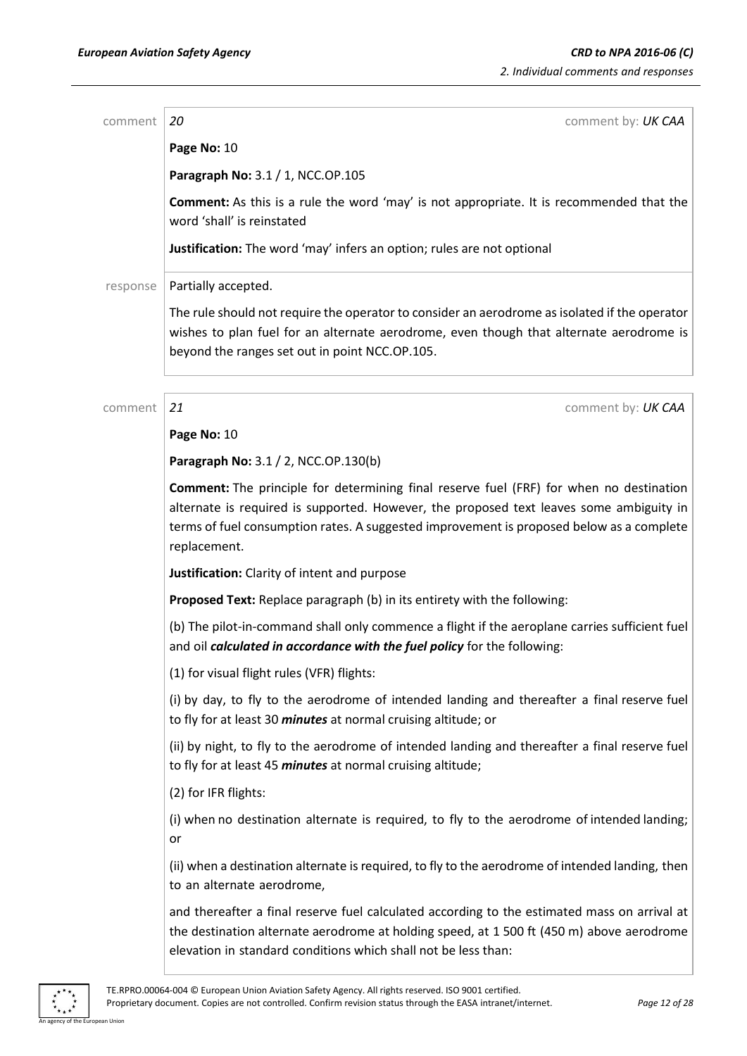comment **20** comment by: *UK CAA*

**Page No:** 10

**Paragraph No:** 3.1 / 1, NCC.OP.105

**Comment:** As this is a rule the word 'may' is not appropriate. It is recommended that the word 'shall' is reinstated

**Justification:** The word 'may' infers an option; rules are not optional

response Partially accepted.

The rule should not require the operator to consider an aerodrome as isolated if the operator wishes to plan fuel for an alternate aerodrome, even though that alternate aerodrome is beyond the ranges set out in point NCC.OP.105.

comment **21** comment by: *UK CAA*

**Page No:** 10

**Paragraph No:** 3.1 / 2, NCC.OP.130(b)

**Comment:** The principle for determining final reserve fuel (FRF) for when no destination alternate is required is supported. However, the proposed text leaves some ambiguity in terms of fuel consumption rates. A suggested improvement is proposed below as a complete replacement.

**Justification:** Clarity of intent and purpose

**Proposed Text:** Replace paragraph (b) in its entirety with the following:

(b) The pilot-in-command shall only commence a flight if the aeroplane carries sufficient fuel and oil ***calculated in accordance with the fuel policy*** for the following:

(1) for visual flight rules (VFR) flights:

(i) by day, to fly to the aerodrome of intended landing and thereafter a final reserve fuel to fly for at least 30 ***minutes*** at normal cruising altitude; or

(ii) by night, to fly to the aerodrome of intended landing and thereafter a final reserve fuel to fly for at least 45 ***minutes*** at normal cruising altitude;

(2) for IFR flights:

(i) when no destination alternate is required, to fly to the aerodrome of intended landing; or

(ii) when a destination alternate is required, to fly to the aerodrome of intended landing, then to an alternate aerodrome,

and thereafter a final reserve fuel calculated according to the estimated mass on arrival at the destination alternate aerodrome at holding speed, at 1 500 ft (450 m) above aerodrome elevation in standard conditions which shall not be less than: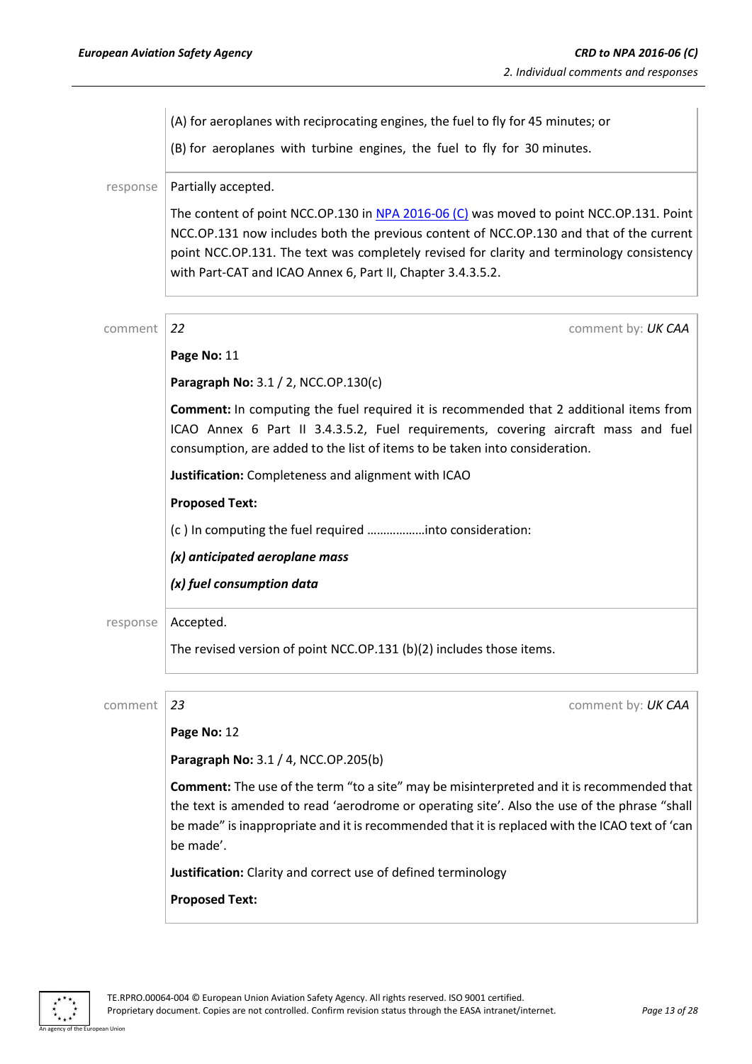(A) for aeroplanes with reciprocating engines, the fuel to fly for 45 minutes; or

(B) for aeroplanes with turbine engines, the fuel to fly for 30 minutes.

response | Partially accepted.

The content of point NCC.OP.130 in NPA 2016-06 (C) was moved to point NCC.OP.131. Point NCC.OP.131 now includes both the previous content of NCC.OP.130 and that of the current point NCC.OP.131. The text was completely revised for clarity and terminology consistency with Part-CAT and ICAO Annex 6, Part II, Chapter 3.4.3.5.2.

comment | *22* — comment by: *UK CAA*

**Page No:** 11

**Paragraph No:** 3.1 / 2, NCC.OP.130(c)

**Comment:** In computing the fuel required it is recommended that 2 additional items from ICAO Annex 6 Part II 3.4.3.5.2, Fuel requirements, covering aircraft mass and fuel consumption, are added to the list of items to be taken into consideration.

**Justification:** Completeness and alignment with ICAO

**Proposed Text:**

(c ) In computing the fuel required ………………into consideration:

***(x) anticipated aeroplane mass***

***(x) fuel consumption data***

response | Accepted.

The revised version of point NCC.OP.131 (b)(2) includes those items.

comment | *23* — comment by: *UK CAA*

**Page No:** 12

**Paragraph No:** 3.1 / 4, NCC.OP.205(b)

**Comment:** The use of the term "to a site" may be misinterpreted and it is recommended that the text is amended to read 'aerodrome or operating site'. Also the use of the phrase "shall be made" is inappropriate and it is recommended that it is replaced with the ICAO text of 'can be made'.

**Justification:** Clarity and correct use of defined terminology

**Proposed Text:**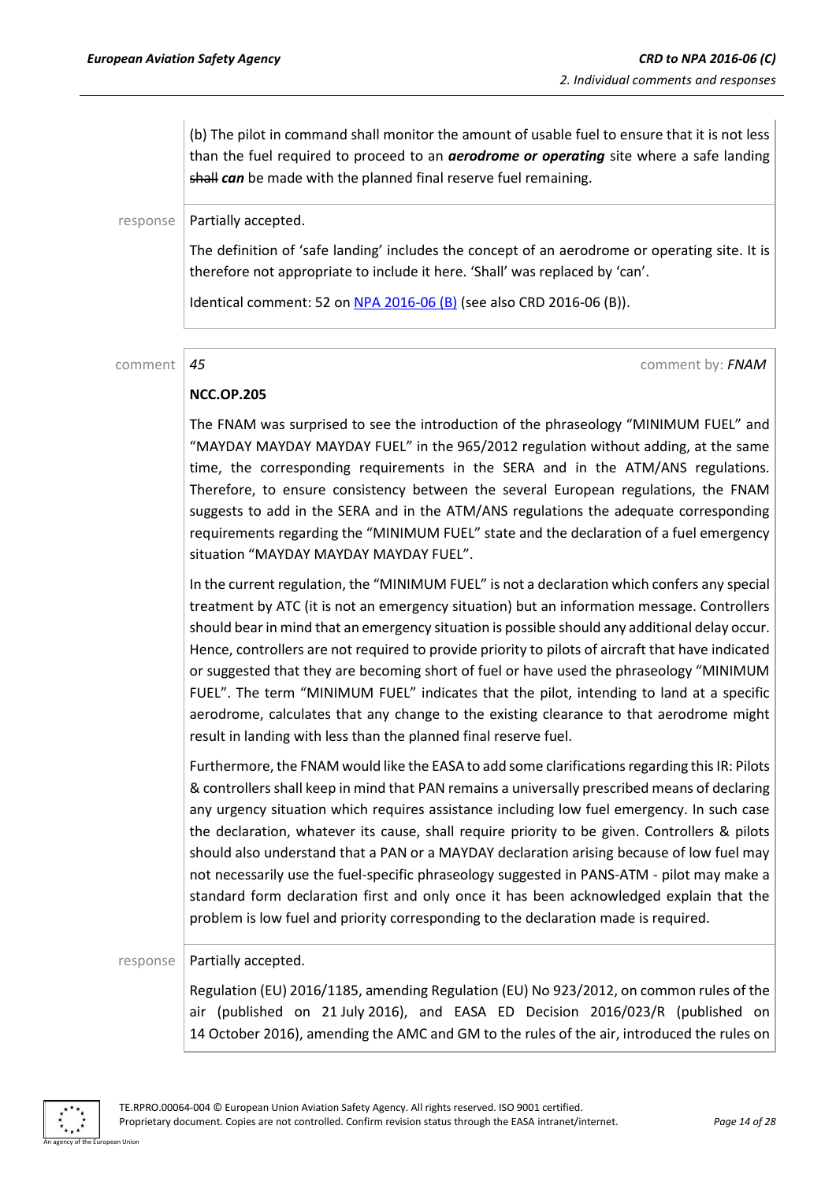(b) The pilot in command shall monitor the amount of usable fuel to ensure that it is not less than the fuel required to proceed to an ***aerodrome or operating*** site where a safe landing ~~shall~~ ***can*** be made with the planned final reserve fuel remaining.

response Partially accepted.

The definition of 'safe landing' includes the concept of an aerodrome or operating site. It is therefore not appropriate to include it here. 'Shall' was replaced by 'can'.

Identical comment: 52 on [NPA 2016-06 (B)](NPA 2016-06 (B)) (see also CRD 2016-06 (B)).

comment *45* comment by: ***FNAM***

**NCC.OP.205**

The FNAM was surprised to see the introduction of the phraseology "MINIMUM FUEL" and "MAYDAY MAYDAY MAYDAY FUEL" in the 965/2012 regulation without adding, at the same time, the corresponding requirements in the SERA and in the ATM/ANS regulations. Therefore, to ensure consistency between the several European regulations, the FNAM suggests to add in the SERA and in the ATM/ANS regulations the adequate corresponding requirements regarding the "MINIMUM FUEL" state and the declaration of a fuel emergency situation "MAYDAY MAYDAY MAYDAY FUEL".

In the current regulation, the "MINIMUM FUEL" is not a declaration which confers any special treatment by ATC (it is not an emergency situation) but an information message. Controllers should bear in mind that an emergency situation is possible should any additional delay occur. Hence, controllers are not required to provide priority to pilots of aircraft that have indicated or suggested that they are becoming short of fuel or have used the phraseology "MINIMUM FUEL". The term "MINIMUM FUEL" indicates that the pilot, intending to land at a specific aerodrome, calculates that any change to the existing clearance to that aerodrome might result in landing with less than the planned final reserve fuel.

Furthermore, the FNAM would like the EASA to add some clarifications regarding this IR: Pilots & controllers shall keep in mind that PAN remains a universally prescribed means of declaring any urgency situation which requires assistance including low fuel emergency. In such case the declaration, whatever its cause, shall require priority to be given. Controllers & pilots should also understand that a PAN or a MAYDAY declaration arising because of low fuel may not necessarily use the fuel-specific phraseology suggested in PANS-ATM - pilot may make a standard form declaration first and only once it has been acknowledged explain that the problem is low fuel and priority corresponding to the declaration made is required.

response Partially accepted.

Regulation (EU) 2016/1185, amending Regulation (EU) No 923/2012, on common rules of the air (published on 21 July 2016), and EASA ED Decision 2016/023/R (published on 14 October 2016), amending the AMC and GM to the rules of the air, introduced the rules on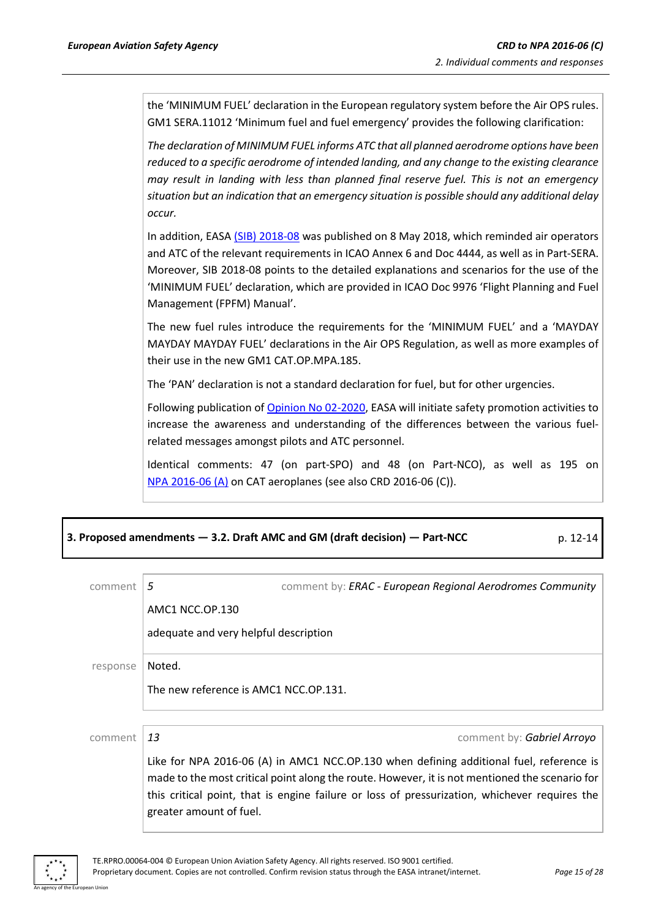the 'MINIMUM FUEL' declaration in the European regulatory system before the Air OPS rules. GM1 SERA.11012 'Minimum fuel and fuel emergency' provides the following clarification:

*The declaration of MINIMUM FUEL informs ATC that all planned aerodrome options have been reduced to a specific aerodrome of intended landing, and any change to the existing clearance may result in landing with less than planned final reserve fuel. This is not an emergency situation but an indication that an emergency situation is possible should any additional delay occur.*

In addition, EASA (SIB) 2018-08 was published on 8 May 2018, which reminded air operators and ATC of the relevant requirements in ICAO Annex 6 and Doc 4444, as well as in Part-SERA. Moreover, SIB 2018-08 points to the detailed explanations and scenarios for the use of the 'MINIMUM FUEL' declaration, which are provided in ICAO Doc 9976 'Flight Planning and Fuel Management (FPFM) Manual'.

The new fuel rules introduce the requirements for the 'MINIMUM FUEL' and a 'MAYDAY MAYDAY MAYDAY FUEL' declarations in the Air OPS Regulation, as well as more examples of their use in the new GM1 CAT.OP.MPA.185.

The 'PAN' declaration is not a standard declaration for fuel, but for other urgencies.

Following publication of Opinion No 02-2020, EASA will initiate safety promotion activities to increase the awareness and understanding of the differences between the various fuel-related messages amongst pilots and ATC personnel.

Identical comments: 47 (on part-SPO) and 48 (on Part-NCO), as well as 195 on NPA 2016-06 (A) on CAT aeroplanes (see also CRD 2016-06 (C)).

**3. Proposed amendments — 3.2. Draft AMC and GM (draft decision) — Part-NCC** p. 12-14

comment *5* comment by: *ERAC - European Regional Aerodromes Community*

AMC1 NCC.OP.130

adequate and very helpful description

response Noted.

The new reference is AMC1 NCC.OP.131.

comment *13* comment by: *Gabriel Arroyo*

Like for NPA 2016-06 (A) in AMC1 NCC.OP.130 when defining additional fuel, reference is made to the most critical point along the route. However, it is not mentioned the scenario for this critical point, that is engine failure or loss of pressurization, whichever requires the greater amount of fuel.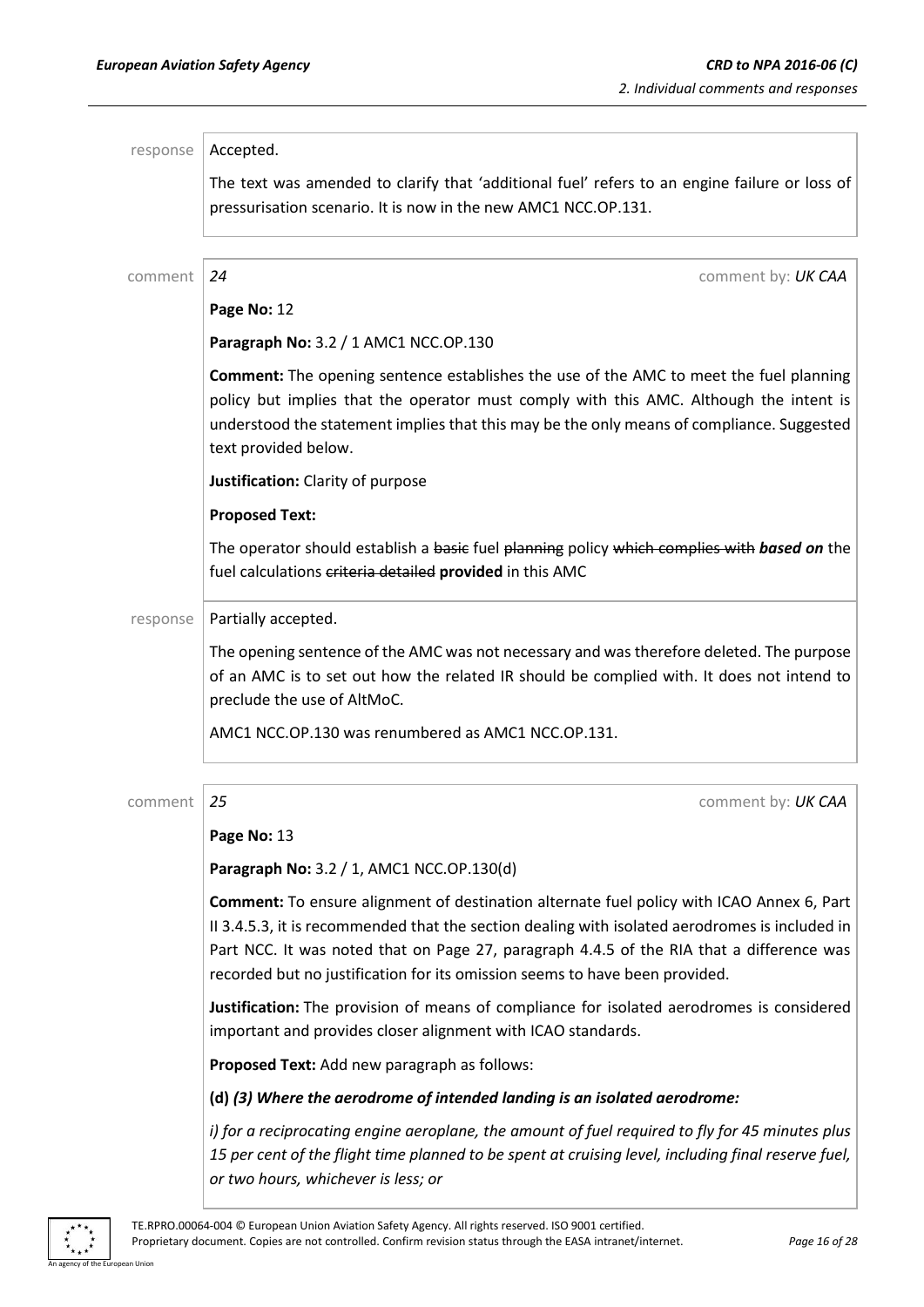response

Accepted.

The text was amended to clarify that 'additional fuel' refers to an engine failure or loss of pressurisation scenario. It is now in the new AMC1 NCC.OP.131.

comment

*24* comment by: *UK CAA*

**Page No:** 12

**Paragraph No:** 3.2 / 1 AMC1 NCC.OP.130

**Comment:** The opening sentence establishes the use of the AMC to meet the fuel planning policy but implies that the operator must comply with this AMC. Although the intent is understood the statement implies that this may be the only means of compliance. Suggested text provided below.

**Justification:** Clarity of purpose

**Proposed Text:**

The operator should establish a ~~basic~~ fuel ~~planning~~ policy ~~which complies with~~ ***based on*** the fuel calculations ~~criteria detailed~~ **provided** in this AMC

response

Partially accepted.

The opening sentence of the AMC was not necessary and was therefore deleted. The purpose of an AMC is to set out how the related IR should be complied with. It does not intend to preclude the use of AltMoC.

AMC1 NCC.OP.130 was renumbered as AMC1 NCC.OP.131.

comment

*25* comment by: *UK CAA*

**Page No:** 13

**Paragraph No:** 3.2 / 1, AMC1 NCC.OP.130(d)

**Comment:** To ensure alignment of destination alternate fuel policy with ICAO Annex 6, Part II 3.4.5.3, it is recommended that the section dealing with isolated aerodromes is included in Part NCC. It was noted that on Page 27, paragraph 4.4.5 of the RIA that a difference was recorded but no justification for its omission seems to have been provided.

**Justification:** The provision of means of compliance for isolated aerodromes is considered important and provides closer alignment with ICAO standards.

**Proposed Text:** Add new paragraph as follows:

**(d)** ***(3) Where the aerodrome of intended landing is an isolated aerodrome:***

*i) for a reciprocating engine aeroplane, the amount of fuel required to fly for 45 minutes plus 15 per cent of the flight time planned to be spent at cruising level, including final reserve fuel, or two hours, whichever is less; or*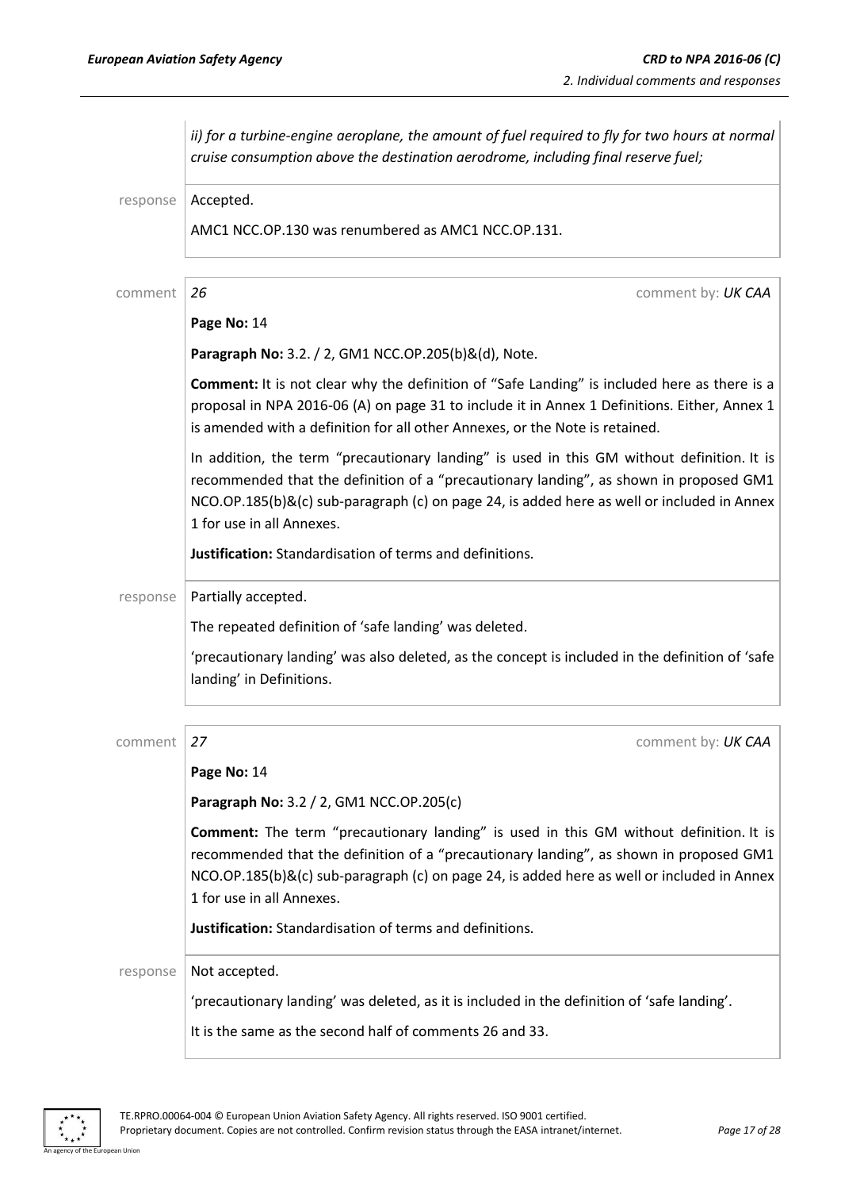| | |
|---|---|
| | *ii) for a turbine-engine aeroplane, the amount of fuel required to fly for two hours at normal cruise consumption above the destination aerodrome, including final reserve fuel;* |
| response | Accepted.<br><br>AMC1 NCC.OP.130 was renumbered as AMC1 NCC.OP.131. |

| | |
|---|---|
| comment | *26* comment by: *UK CAA*<br><br>**Page No:** 14<br><br>**Paragraph No:** 3.2. / 2, GM1 NCC.OP.205(b)&(d), Note.<br><br>**Comment:** It is not clear why the definition of "Safe Landing" is included here as there is a proposal in NPA 2016-06 (A) on page 31 to include it in Annex 1 Definitions. Either, Annex 1 is amended with a definition for all other Annexes, or the Note is retained.<br><br>In addition, the term "precautionary landing" is used in this GM without definition. It is recommended that the definition of a "precautionary landing", as shown in proposed GM1 NCO.OP.185(b)&(c) sub-paragraph (c) on page 24, is added here as well or included in Annex 1 for use in all Annexes.<br><br>**Justification:** Standardisation of terms and definitions. |
| response | Partially accepted.<br><br>The repeated definition of 'safe landing' was deleted.<br><br>'precautionary landing' was also deleted, as the concept is included in the definition of 'safe landing' in Definitions. |

| | |
|---|---|
| comment | *27* comment by: *UK CAA*<br><br>**Page No:** 14<br><br>**Paragraph No:** 3.2 / 2, GM1 NCC.OP.205(c)<br><br>**Comment:** The term "precautionary landing" is used in this GM without definition. It is recommended that the definition of a "precautionary landing", as shown in proposed GM1 NCO.OP.185(b)&(c) sub-paragraph (c) on page 24, is added here as well or included in Annex 1 for use in all Annexes.<br><br>**Justification:** Standardisation of terms and definitions. |
| response | Not accepted.<br><br>'precautionary landing' was deleted, as it is included in the definition of 'safe landing'.<br><br>It is the same as the second half of comments 26 and 33. |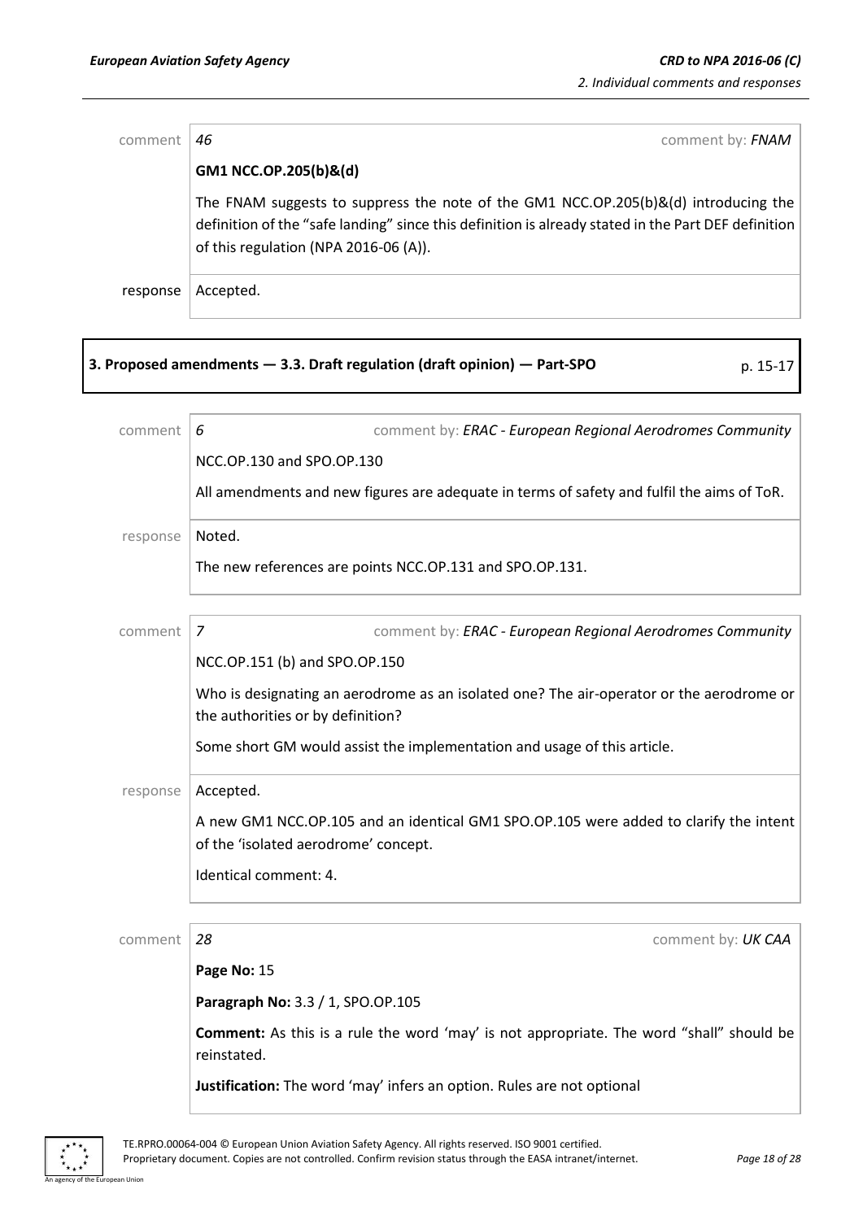comment 46 — comment by: *FNAM*

**GM1 NCC.OP.205(b)&(d)**

The FNAM suggests to suppress the note of the GM1 NCC.OP.205(b)&(d) introducing the definition of the "safe landing" since this definition is already stated in the Part DEF definition of this regulation (NPA 2016-06 (A)).

response — Accepted.

**3. Proposed amendments — 3.3. Draft regulation (draft opinion) — Part-SPO** — p. 15-17

comment 6 — comment by: *ERAC - European Regional Aerodromes Community*

NCC.OP.130 and SPO.OP.130

All amendments and new figures are adequate in terms of safety and fulfil the aims of ToR.

response — Noted.

The new references are points NCC.OP.131 and SPO.OP.131.

comment 7 — comment by: *ERAC - European Regional Aerodromes Community*

NCC.OP.151 (b) and SPO.OP.150

Who is designating an aerodrome as an isolated one? The air-operator or the aerodrome or the authorities or by definition?

Some short GM would assist the implementation and usage of this article.

response — Accepted.

A new GM1 NCC.OP.105 and an identical GM1 SPO.OP.105 were added to clarify the intent of the 'isolated aerodrome' concept.

Identical comment: 4.

comment 28 — comment by: *UK CAA*

**Page No:** 15

**Paragraph No:** 3.3 / 1, SPO.OP.105

**Comment:** As this is a rule the word 'may' is not appropriate. The word "shall" should be reinstated.

**Justification:** The word 'may' infers an option. Rules are not optional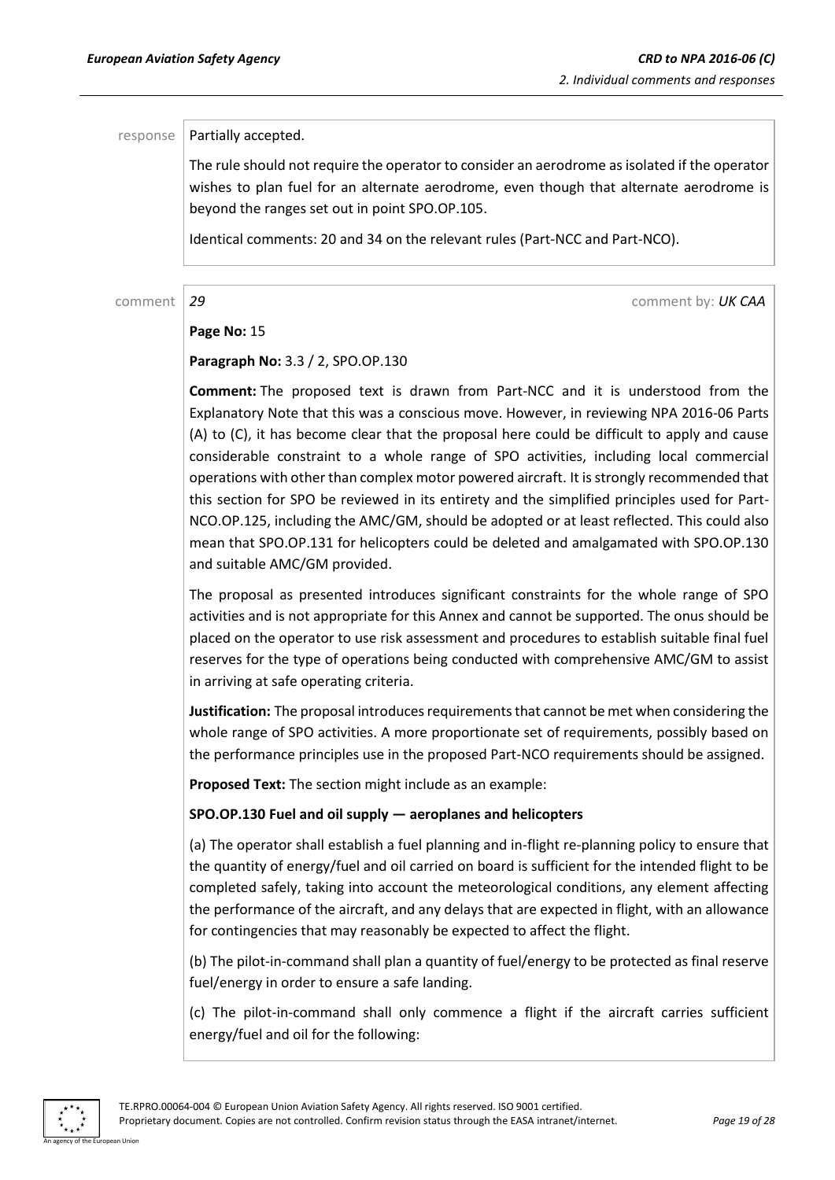response | Partially accepted.

The rule should not require the operator to consider an aerodrome as isolated if the operator wishes to plan fuel for an alternate aerodrome, even though that alternate aerodrome is beyond the ranges set out in point SPO.OP.105.

Identical comments: 20 and 34 on the relevant rules (Part-NCC and Part-NCO).

comment | *29* | comment by: *UK CAA*

**Page No:** 15

**Paragraph No:** 3.3 / 2, SPO.OP.130

**Comment:** The proposed text is drawn from Part-NCC and it is understood from the Explanatory Note that this was a conscious move. However, in reviewing NPA 2016-06 Parts (A) to (C), it has become clear that the proposal here could be difficult to apply and cause considerable constraint to a whole range of SPO activities, including local commercial operations with other than complex motor powered aircraft. It is strongly recommended that this section for SPO be reviewed in its entirety and the simplified principles used for Part-NCO.OP.125, including the AMC/GM, should be adopted or at least reflected. This could also mean that SPO.OP.131 for helicopters could be deleted and amalgamated with SPO.OP.130 and suitable AMC/GM provided.

The proposal as presented introduces significant constraints for the whole range of SPO activities and is not appropriate for this Annex and cannot be supported. The onus should be placed on the operator to use risk assessment and procedures to establish suitable final fuel reserves for the type of operations being conducted with comprehensive AMC/GM to assist in arriving at safe operating criteria.

**Justification:** The proposal introduces requirements that cannot be met when considering the whole range of SPO activities. A more proportionate set of requirements, possibly based on the performance principles use in the proposed Part-NCO requirements should be assigned.

**Proposed Text:** The section might include as an example:

**SPO.OP.130 Fuel and oil supply — aeroplanes and helicopters**

(a) The operator shall establish a fuel planning and in-flight re-planning policy to ensure that the quantity of energy/fuel and oil carried on board is sufficient for the intended flight to be completed safely, taking into account the meteorological conditions, any element affecting the performance of the aircraft, and any delays that are expected in flight, with an allowance for contingencies that may reasonably be expected to affect the flight.

(b) The pilot-in-command shall plan a quantity of fuel/energy to be protected as final reserve fuel/energy in order to ensure a safe landing.

(c) The pilot-in-command shall only commence a flight if the aircraft carries sufficient energy/fuel and oil for the following: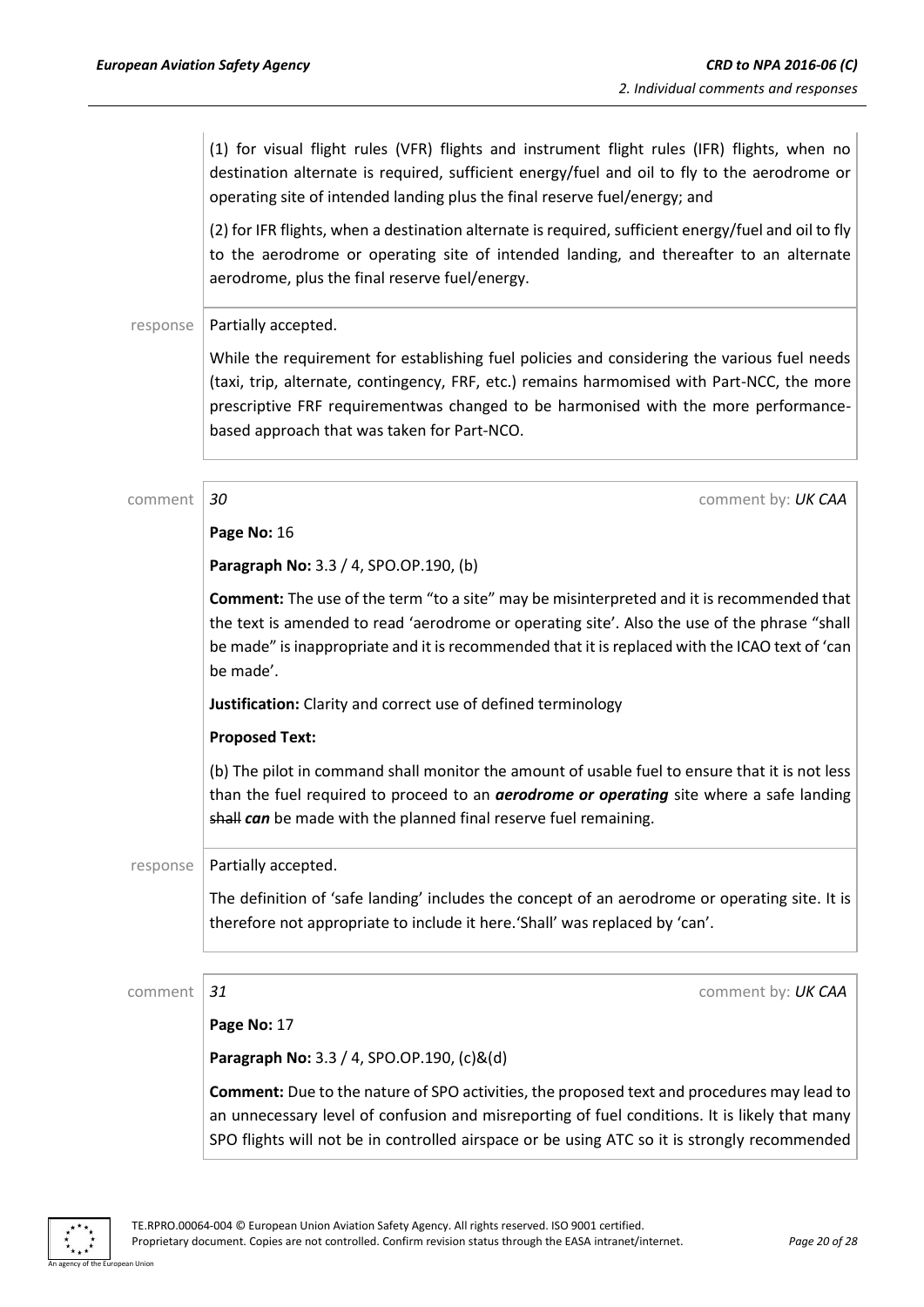(1) for visual flight rules (VFR) flights and instrument flight rules (IFR) flights, when no destination alternate is required, sufficient energy/fuel and oil to fly to the aerodrome or operating site of intended landing plus the final reserve fuel/energy; and

(2) for IFR flights, when a destination alternate is required, sufficient energy/fuel and oil to fly to the aerodrome or operating site of intended landing, and thereafter to an alternate aerodrome, plus the final reserve fuel/energy.

response — Partially accepted.

While the requirement for establishing fuel policies and considering the various fuel needs (taxi, trip, alternate, contingency, FRF, etc.) remains harmonised with Part-NCC, the more prescriptive FRF requirementwas changed to be harmonised with the more performance-based approach that was taken for Part-NCO.

comment — *30* — comment by: *UK CAA*

**Page No:** 16

**Paragraph No:** 3.3 / 4, SPO.OP.190, (b)

**Comment:** The use of the term "to a site" may be misinterpreted and it is recommended that the text is amended to read 'aerodrome or operating site'. Also the use of the phrase "shall be made" is inappropriate and it is recommended that it is replaced with the ICAO text of 'can be made'.

**Justification:** Clarity and correct use of defined terminology

**Proposed Text:**

(b) The pilot in command shall monitor the amount of usable fuel to ensure that it is not less than the fuel required to proceed to an ***aerodrome or operating*** site where a safe landing ~~shall~~ ***can*** be made with the planned final reserve fuel remaining.

response — Partially accepted.

The definition of 'safe landing' includes the concept of an aerodrome or operating site. It is therefore not appropriate to include it here.'Shall' was replaced by 'can'.

comment — *31* — comment by: *UK CAA*

**Page No:** 17

**Paragraph No:** 3.3 / 4, SPO.OP.190, (c)&(d)

**Comment:** Due to the nature of SPO activities, the proposed text and procedures may lead to an unnecessary level of confusion and misreporting of fuel conditions. It is likely that many SPO flights will not be in controlled airspace or be using ATC so it is strongly recommended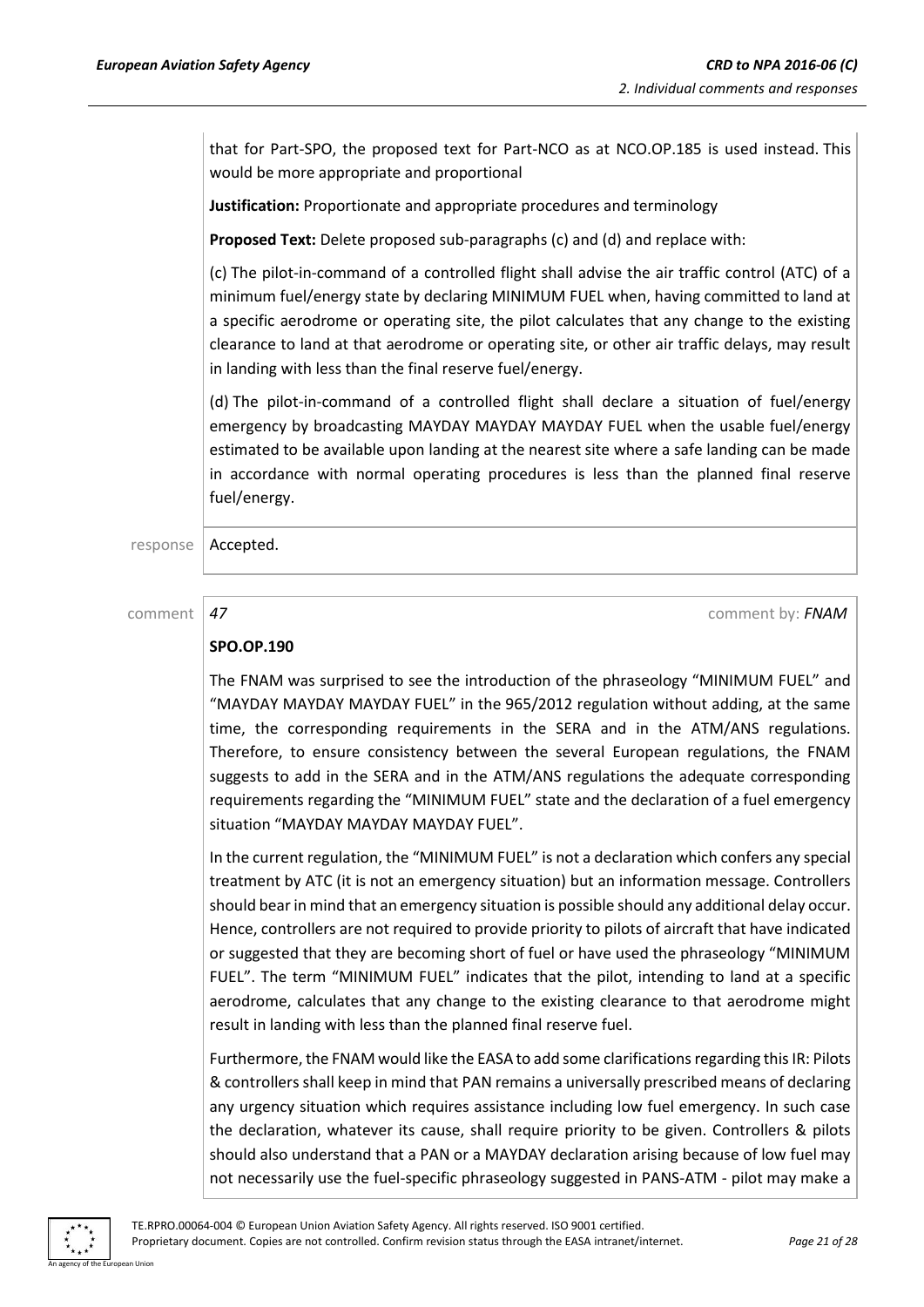that for Part-SPO, the proposed text for Part-NCO as at NCO.OP.185 is used instead. This would be more appropriate and proportional

**Justification:** Proportionate and appropriate procedures and terminology

**Proposed Text:** Delete proposed sub-paragraphs (c) and (d) and replace with:

(c) The pilot-in-command of a controlled flight shall advise the air traffic control (ATC) of a minimum fuel/energy state by declaring MINIMUM FUEL when, having committed to land at a specific aerodrome or operating site, the pilot calculates that any change to the existing clearance to land at that aerodrome or operating site, or other air traffic delays, may result in landing with less than the final reserve fuel/energy.

(d) The pilot-in-command of a controlled flight shall declare a situation of fuel/energy emergency by broadcasting MAYDAY MAYDAY MAYDAY FUEL when the usable fuel/energy estimated to be available upon landing at the nearest site where a safe landing can be made in accordance with normal operating procedures is less than the planned final reserve fuel/energy.

response: Accepted.

---

comment *47* comment by: *FNAM*

**SPO.OP.190**

The FNAM was surprised to see the introduction of the phraseology "MINIMUM FUEL" and "MAYDAY MAYDAY MAYDAY FUEL" in the 965/2012 regulation without adding, at the same time, the corresponding requirements in the SERA and in the ATM/ANS regulations. Therefore, to ensure consistency between the several European regulations, the FNAM suggests to add in the SERA and in the ATM/ANS regulations the adequate corresponding requirements regarding the "MINIMUM FUEL" state and the declaration of a fuel emergency situation "MAYDAY MAYDAY MAYDAY FUEL".

In the current regulation, the "MINIMUM FUEL" is not a declaration which confers any special treatment by ATC (it is not an emergency situation) but an information message. Controllers should bear in mind that an emergency situation is possible should any additional delay occur. Hence, controllers are not required to provide priority to pilots of aircraft that have indicated or suggested that they are becoming short of fuel or have used the phraseology "MINIMUM FUEL". The term "MINIMUM FUEL" indicates that the pilot, intending to land at a specific aerodrome, calculates that any change to the existing clearance to that aerodrome might result in landing with less than the planned final reserve fuel.

Furthermore, the FNAM would like the EASA to add some clarifications regarding this IR: Pilots & controllers shall keep in mind that PAN remains a universally prescribed means of declaring any urgency situation which requires assistance including low fuel emergency. In such case the declaration, whatever its cause, shall require priority to be given. Controllers & pilots should also understand that a PAN or a MAYDAY declaration arising because of low fuel may not necessarily use the fuel-specific phraseology suggested in PANS-ATM - pilot may make a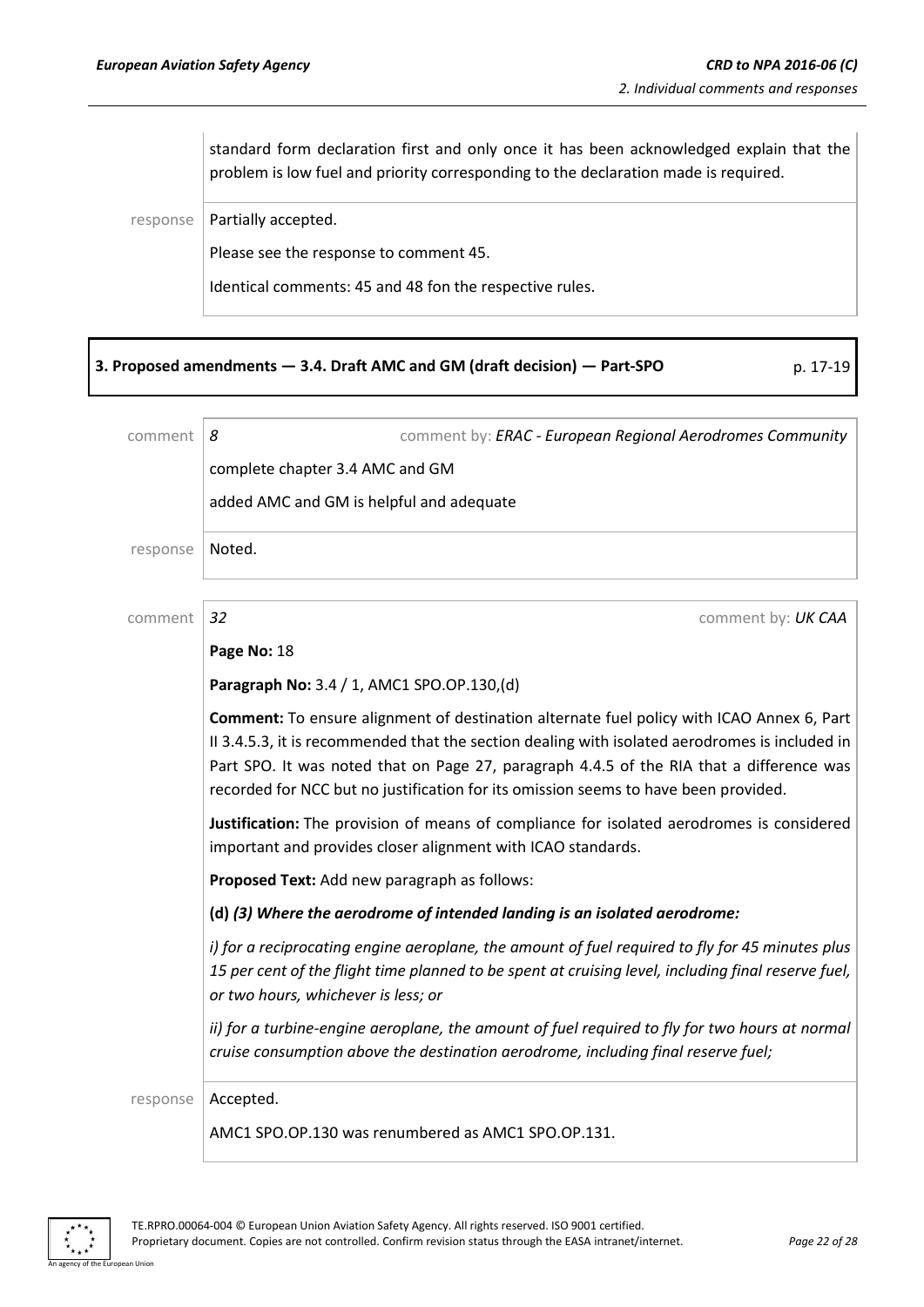standard form declaration first and only once it has been acknowledged explain that the problem is low fuel and priority corresponding to the declaration made is required.

response Partially accepted.

Please see the response to comment 45.

Identical comments: 45 and 48 fon the respective rules.

## 3. Proposed amendments — 3.4. Draft AMC and GM (draft decision) — Part-SPO p. 17-19

comment *8* comment by: *ERAC - European Regional Aerodromes Community*

complete chapter 3.4 AMC and GM

added AMC and GM is helpful and adequate

response Noted.

comment *32* comment by: *UK CAA*

**Page No:** 18

**Paragraph No:** 3.4 / 1, AMC1 SPO.OP.130,(d)

**Comment:** To ensure alignment of destination alternate fuel policy with ICAO Annex 6, Part II 3.4.5.3, it is recommended that the section dealing with isolated aerodromes is included in Part SPO. It was noted that on Page 27, paragraph 4.4.5 of the RIA that a difference was recorded for NCC but no justification for its omission seems to have been provided.

**Justification:** The provision of means of compliance for isolated aerodromes is considered important and provides closer alignment with ICAO standards.

**Proposed Text:** Add new paragraph as follows:

**(d)** ***(3) Where the aerodrome of intended landing is an isolated aerodrome:***

*i) for a reciprocating engine aeroplane, the amount of fuel required to fly for 45 minutes plus 15 per cent of the flight time planned to be spent at cruising level, including final reserve fuel, or two hours, whichever is less; or*

*ii) for a turbine-engine aeroplane, the amount of fuel required to fly for two hours at normal cruise consumption above the destination aerodrome, including final reserve fuel;*

response Accepted.

AMC1 SPO.OP.130 was renumbered as AMC1 SPO.OP.131.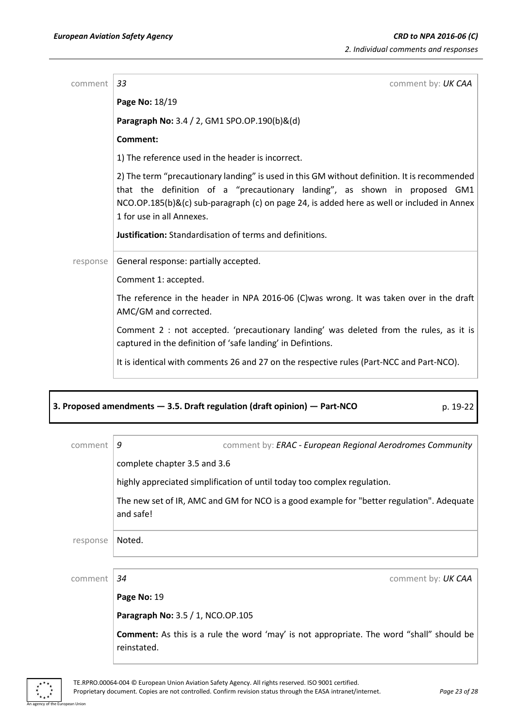comment 33 comment by: *UK CAA*

**Page No:** 18/19

**Paragraph No:** 3.4 / 2, GM1 SPO.OP.190(b)&(d)

**Comment:**

1) The reference used in the header is incorrect.

2) The term "precautionary landing" is used in this GM without definition. It is recommended that the definition of a "precautionary landing", as shown in proposed GM1 NCO.OP.185(b)&(c) sub-paragraph (c) on page 24, is added here as well or included in Annex 1 for use in all Annexes.

**Justification:** Standardisation of terms and definitions.

response General response: partially accepted.

Comment 1: accepted.

The reference in the header in NPA 2016-06 (C)was wrong. It was taken over in the draft AMC/GM and corrected.

Comment 2 : not accepted. 'precautionary landing' was deleted from the rules, as it is captured in the definition of 'safe landing' in Defintions.

It is identical with comments 26 and 27 on the respective rules (Part-NCC and Part-NCO).

## 3. Proposed amendments — 3.5. Draft regulation (draft opinion) — Part-NCO p. 19-22

comment 9 comment by: *ERAC - European Regional Aerodromes Community*

complete chapter 3.5 and 3.6

highly appreciated simplification of until today too complex regulation.

The new set of IR, AMC and GM for NCO is a good example for "better regulation". Adequate and safe!

response Noted.

comment 34 comment by: *UK CAA*

**Page No:** 19

**Paragraph No:** 3.5 / 1, NCO.OP.105

**Comment:** As this is a rule the word 'may' is not appropriate. The word "shall" should be reinstated.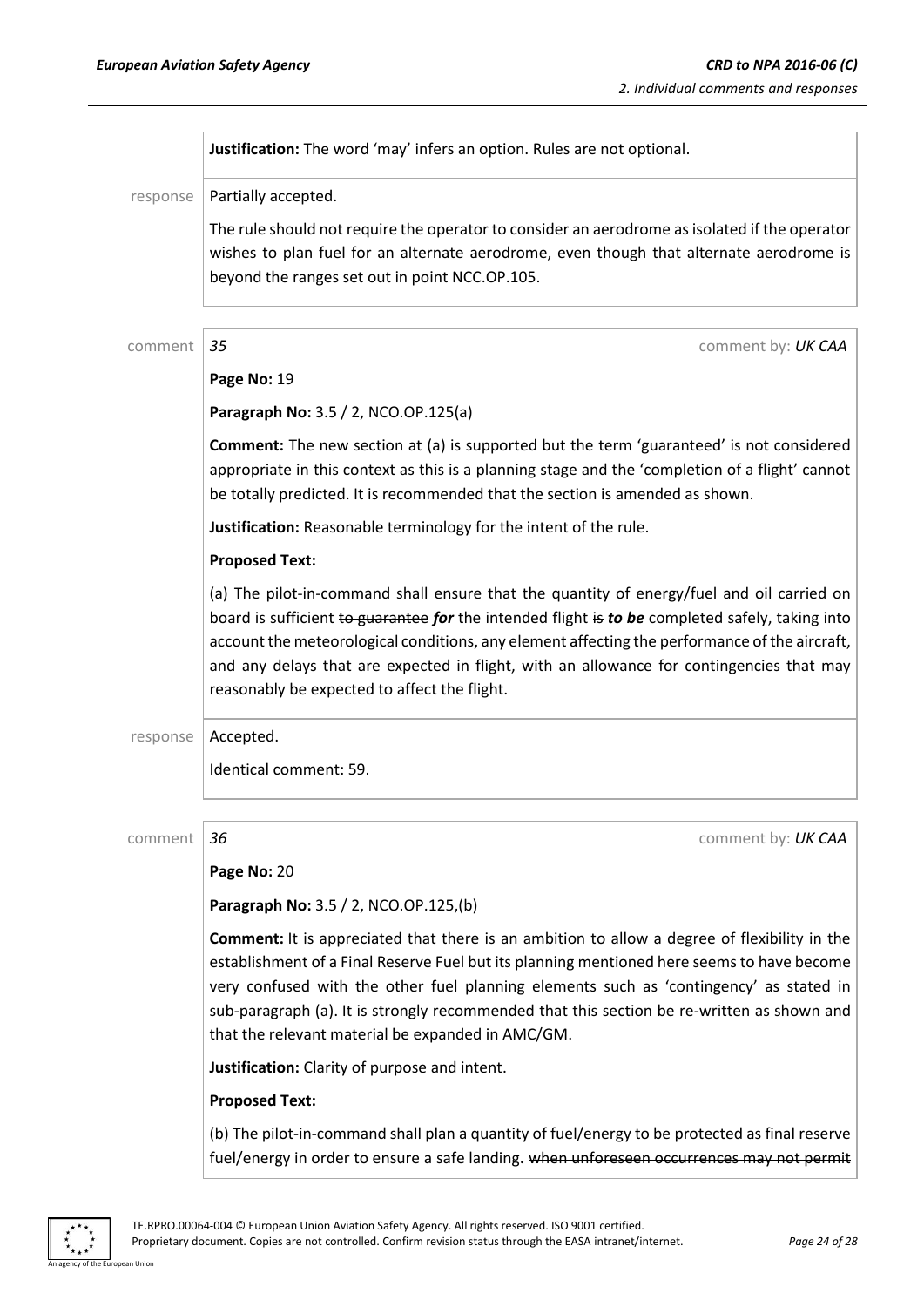**Justification:** The word 'may' infers an option. Rules are not optional.

response | Partially accepted.

The rule should not require the operator to consider an aerodrome as isolated if the operator wishes to plan fuel for an alternate aerodrome, even though that alternate aerodrome is beyond the ranges set out in point NCC.OP.105.

comment | *35* comment by: *UK CAA*

**Page No:** 19

**Paragraph No:** 3.5 / 2, NCO.OP.125(a)

**Comment:** The new section at (a) is supported but the term 'guaranteed' is not considered appropriate in this context as this is a planning stage and the 'completion of a flight' cannot be totally predicted. It is recommended that the section is amended as shown.

**Justification:** Reasonable terminology for the intent of the rule.

**Proposed Text:**

(a) The pilot-in-command shall ensure that the quantity of energy/fuel and oil carried on board is sufficient ~~to guarantee~~ ***for*** the intended flight ~~is~~ ***to be*** completed safely, taking into account the meteorological conditions, any element affecting the performance of the aircraft, and any delays that are expected in flight, with an allowance for contingencies that may reasonably be expected to affect the flight.

response | Accepted.

Identical comment: 59.

comment | *36* comment by: *UK CAA*

**Page No:** 20

**Paragraph No:** 3.5 / 2, NCO.OP.125,(b)

**Comment:** It is appreciated that there is an ambition to allow a degree of flexibility in the establishment of a Final Reserve Fuel but its planning mentioned here seems to have become very confused with the other fuel planning elements such as 'contingency' as stated in sub-paragraph (a). It is strongly recommended that this section be re-written as shown and that the relevant material be expanded in AMC/GM.

**Justification:** Clarity of purpose and intent.

**Proposed Text:**

(b) The pilot-in-command shall plan a quantity of fuel/energy to be protected as final reserve fuel/energy in order to ensure a safe landing**.** ~~when unforeseen occurrences may not permit~~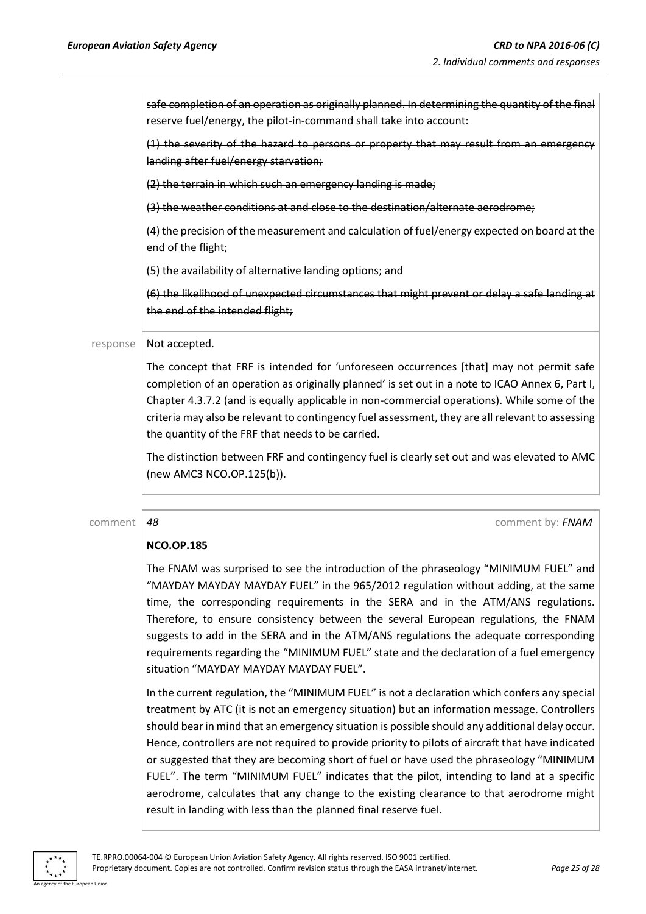~~safe completion of an operation as originally planned. In determining the quantity of the final reserve fuel/energy, the pilot-in-command shall take into account:~~

~~(1) the severity of the hazard to persons or property that may result from an emergency landing after fuel/energy starvation;~~

~~(2) the terrain in which such an emergency landing is made;~~

~~(3) the weather conditions at and close to the destination/alternate aerodrome;~~

~~(4) the precision of the measurement and calculation of fuel/energy expected on board at the end of the flight;~~

~~(5) the availability of alternative landing options; and~~

~~(6) the likelihood of unexpected circumstances that might prevent or delay a safe landing at the end of the intended flight;~~

response

Not accepted.

The concept that FRF is intended for 'unforeseen occurrences [that] may not permit safe completion of an operation as originally planned' is set out in a note to ICAO Annex 6, Part I, Chapter 4.3.7.2 (and is equally applicable in non-commercial operations). While some of the criteria may also be relevant to contingency fuel assessment, they are all relevant to assessing the quantity of the FRF that needs to be carried.

The distinction between FRF and contingency fuel is clearly set out and was elevated to AMC (new AMC3 NCO.OP.125(b)).

comment *48* comment by: *FNAM*

**NCO.OP.185**

The FNAM was surprised to see the introduction of the phraseology "MINIMUM FUEL" and "MAYDAY MAYDAY MAYDAY FUEL" in the 965/2012 regulation without adding, at the same time, the corresponding requirements in the SERA and in the ATM/ANS regulations. Therefore, to ensure consistency between the several European regulations, the FNAM suggests to add in the SERA and in the ATM/ANS regulations the adequate corresponding requirements regarding the "MINIMUM FUEL" state and the declaration of a fuel emergency situation "MAYDAY MAYDAY MAYDAY FUEL".

In the current regulation, the "MINIMUM FUEL" is not a declaration which confers any special treatment by ATC (it is not an emergency situation) but an information message. Controllers should bear in mind that an emergency situation is possible should any additional delay occur. Hence, controllers are not required to provide priority to pilots of aircraft that have indicated or suggested that they are becoming short of fuel or have used the phraseology "MINIMUM FUEL". The term "MINIMUM FUEL" indicates that the pilot, intending to land at a specific aerodrome, calculates that any change to the existing clearance to that aerodrome might result in landing with less than the planned final reserve fuel.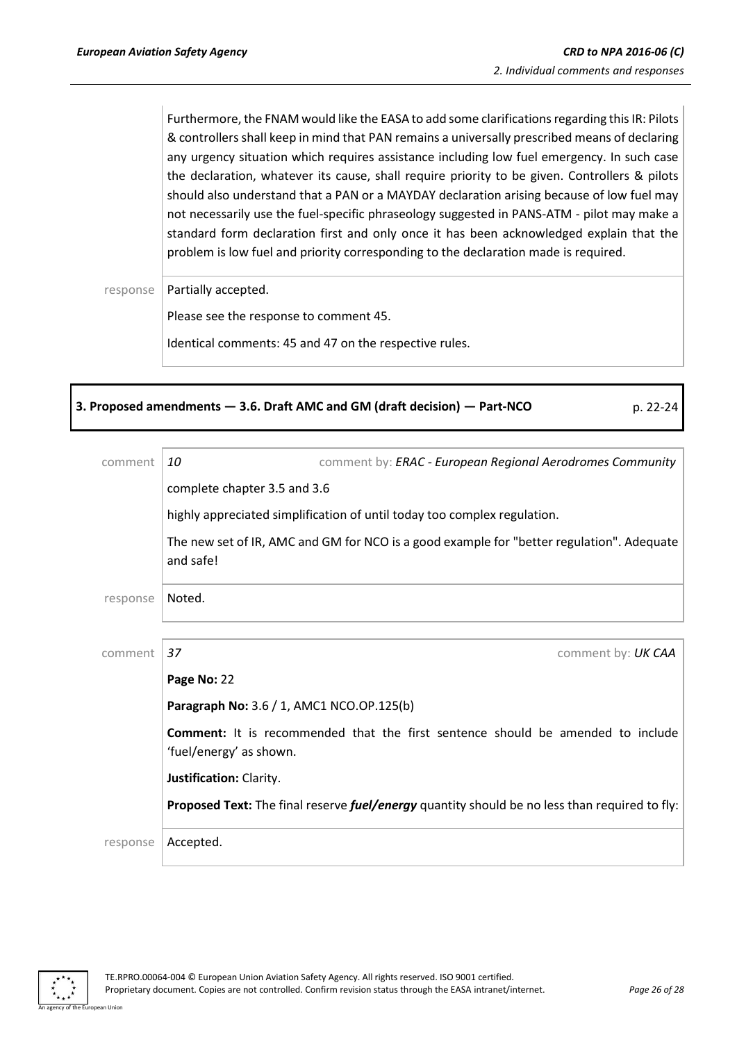Furthermore, the FNAM would like the EASA to add some clarifications regarding this IR: Pilots & controllers shall keep in mind that PAN remains a universally prescribed means of declaring any urgency situation which requires assistance including low fuel emergency. In such case the declaration, whatever its cause, shall require priority to be given. Controllers & pilots should also understand that a PAN or a MAYDAY declaration arising because of low fuel may not necessarily use the fuel-specific phraseology suggested in PANS-ATM - pilot may make a standard form declaration first and only once it has been acknowledged explain that the problem is low fuel and priority corresponding to the declaration made is required.

response — Partially accepted.

Please see the response to comment 45.

Identical comments: 45 and 47 on the respective rules.

## 3. Proposed amendments — 3.6. Draft AMC and GM (draft decision) — Part-NCO — p. 22-24

comment — *10* — comment by: ***ERAC - European Regional Aerodromes Community***

complete chapter 3.5 and 3.6

highly appreciated simplification of until today too complex regulation.

The new set of IR, AMC and GM for NCO is a good example for "better regulation". Adequate and safe!

response — Noted.

comment — *37* — comment by: ***UK CAA***

**Page No:** 22

**Paragraph No:** 3.6 / 1, AMC1 NCO.OP.125(b)

**Comment:** It is recommended that the first sentence should be amended to include 'fuel/energy' as shown.

**Justification:** Clarity.

**Proposed Text:** The final reserve ***fuel/energy*** quantity should be no less than required to fly:

response — Accepted.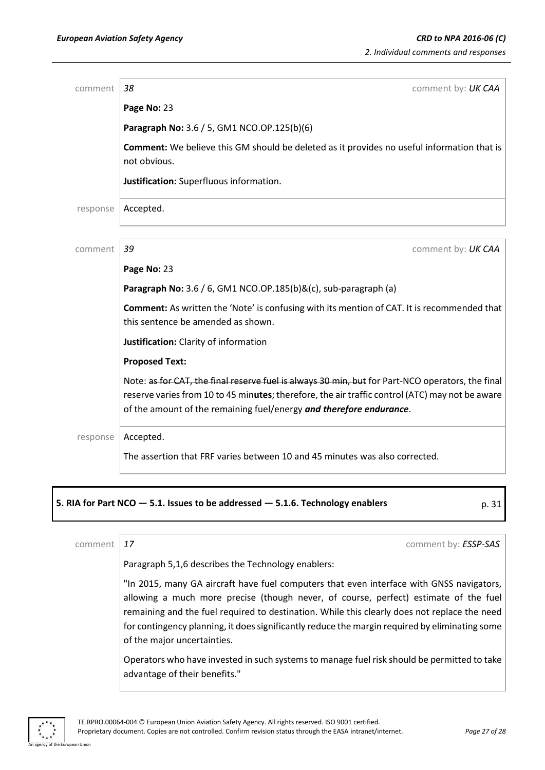comment | *38* | comment by: *UK CAA*

**Page No:** 23

**Paragraph No:** 3.6 / 5, GM1 NCO.OP.125(b)(6)

**Comment:** We believe this GM should be deleted as it provides no useful information that is not obvious.

**Justification:** Superfluous information.

response | Accepted.

---

comment | *39* | comment by: *UK CAA*

**Page No:** 23

**Paragraph No:** 3.6 / 6, GM1 NCO.OP.185(b)&(c), sub-paragraph (a)

**Comment:** As written the 'Note' is confusing with its mention of CAT. It is recommended that this sentence be amended as shown.

**Justification:** Clarity of information

**Proposed Text:**

Note: ~~as for CAT, the final reserve fuel is always 30 min, but~~ for Part-NCO operators, the final reserve varies from 10 to 45 min**utes**; therefore, the air traffic control (ATC) may not be aware of the amount of the remaining fuel/energy ***and therefore endurance***.

response | Accepted.

The assertion that FRF varies between 10 and 45 minutes was also corrected.

---

**5. RIA for Part NCO — 5.1. Issues to be addressed — 5.1.6. Technology enablers** p. 31

---

comment | *17* | comment by: *ESSP-SAS*

Paragraph 5,1,6 describes the Technology enablers:

"In 2015, many GA aircraft have fuel computers that even interface with GNSS navigators, allowing a much more precise (though never, of course, perfect) estimate of the fuel remaining and the fuel required to destination. While this clearly does not replace the need for contingency planning, it does significantly reduce the margin required by eliminating some of the major uncertainties.

Operators who have invested in such systems to manage fuel risk should be permitted to take advantage of their benefits."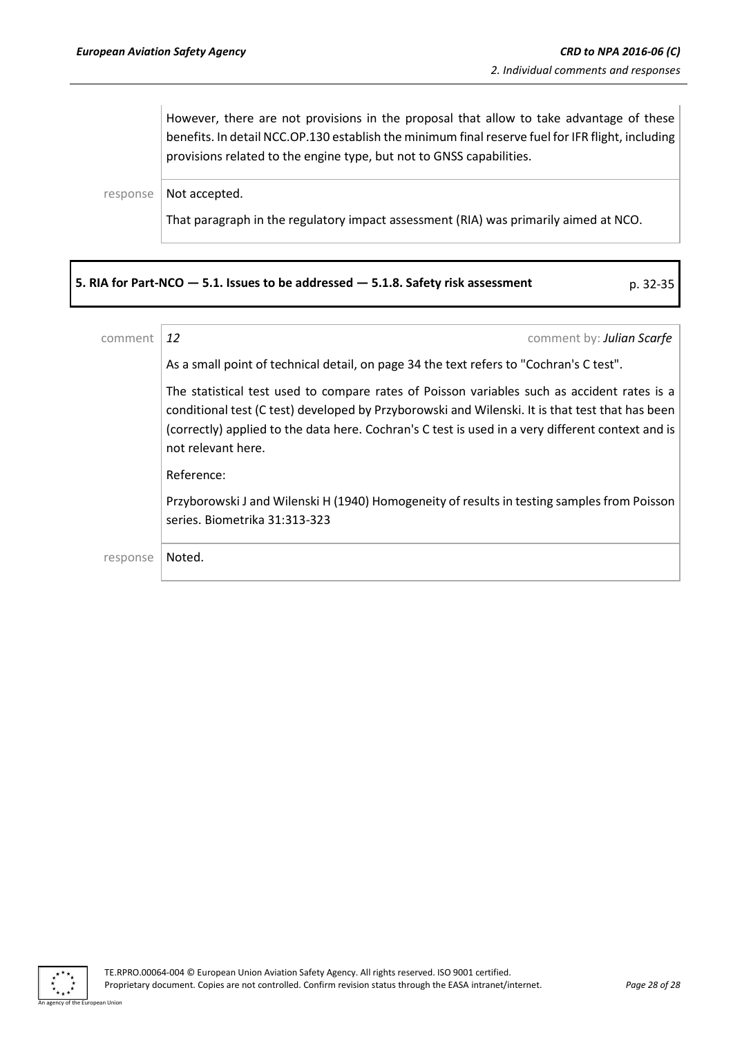However, there are not provisions in the proposal that allow to take advantage of these benefits. In detail NCC.OP.130 establish the minimum final reserve fuel for IFR flight, including provisions related to the engine type, but not to GNSS capabilities.

response | Not accepted.

That paragraph in the regulatory impact assessment (RIA) was primarily aimed at NCO.

**5. RIA for Part-NCO — 5.1. Issues to be addressed — 5.1.8. Safety risk assessment** p. 32-35

comment | *12* comment by: ***Julian Scarfe***

As a small point of technical detail, on page 34 the text refers to "Cochran's C test".

The statistical test used to compare rates of Poisson variables such as accident rates is a conditional test (C test) developed by Przyborowski and Wilenski. It is that test that has been (correctly) applied to the data here. Cochran's C test is used in a very different context and is not relevant here.

Reference:

Przyborowski J and Wilenski H (1940) Homogeneity of results in testing samples from Poisson series. Biometrika 31:313-323

response | Noted.